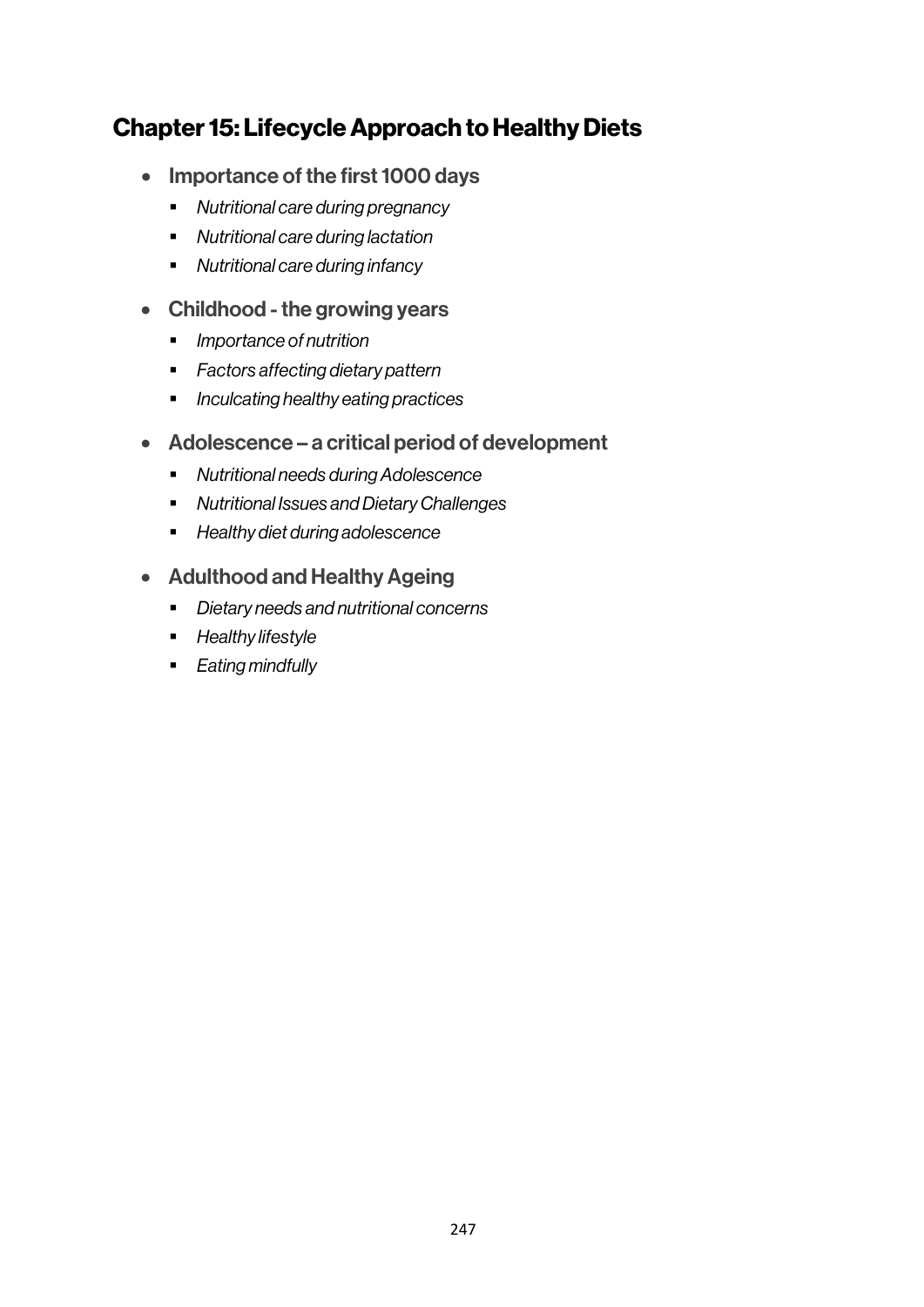# Chapter 15: Lifecycle Approach to Healthy Diets

- **Importance of the first 1000 days**
  - *Nutritional care during pregnancy*
  - *Nutritional care during lactation*
  - *Nutritional care during infancy*
- **Childhood - the growing years**
  - *Importance of nutrition*
  - *Factors affecting dietary pattern*
  - *Inculcating healthy eating practices*
- **Adolescence – a critical period of development**
  - *Nutritional needs during Adolescence*
  - *Nutritional Issues and Dietary Challenges*
  - *Healthy diet during adolescence*
- **Adulthood and Healthy Ageing**
  - *Dietary needs and nutritional concerns*
  - *Healthy lifestyle*
  - *Eating mindfully*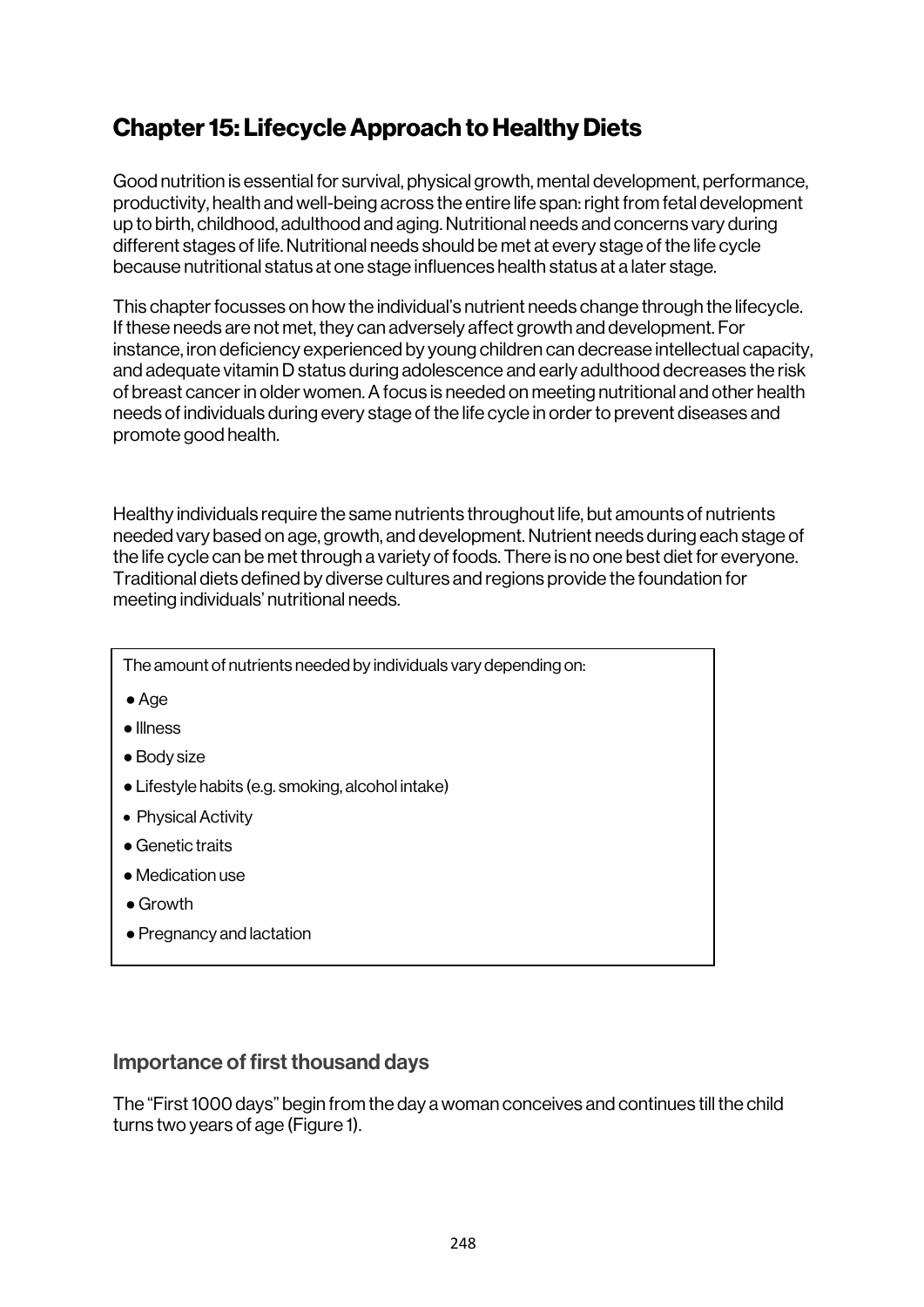# Chapter 15: Lifecycle Approach to Healthy Diets

Good nutrition is essential for survival, physical growth, mental development, performance, productivity, health and well-being across the entire life span: right from fetal development up to birth, childhood, adulthood and aging. Nutritional needs and concerns vary during different stages of life. Nutritional needs should be met at every stage of the life cycle because nutritional status at one stage influences health status at a later stage.

This chapter focusses on how the individual's nutrient needs change through the lifecycle. If these needs are not met, they can adversely affect growth and development. For instance, iron deficiency experienced by young children can decrease intellectual capacity, and adequate vitamin D status during adolescence and early adulthood decreases the risk of breast cancer in older women. A focus is needed on meeting nutritional and other health needs of individuals during every stage of the life cycle in order to prevent diseases and promote good health.

Healthy individuals require the same nutrients throughout life, but amounts of nutrients needed vary based on age, growth, and development. Nutrient needs during each stage of the life cycle can be met through a variety of foods. There is no one best diet for everyone. Traditional diets defined by diverse cultures and regions provide the foundation for meeting individuals' nutritional needs.

The amount of nutrients needed by individuals vary depending on:

- Age
- Illness
- Body size
- Lifestyle habits (e.g. smoking, alcohol intake)
- Physical Activity
- Genetic traits
- Medication use
- Growth
- Pregnancy and lactation

## Importance of first thousand days

The "First 1000 days" begin from the day a woman conceives and continues till the child turns two years of age (Figure 1).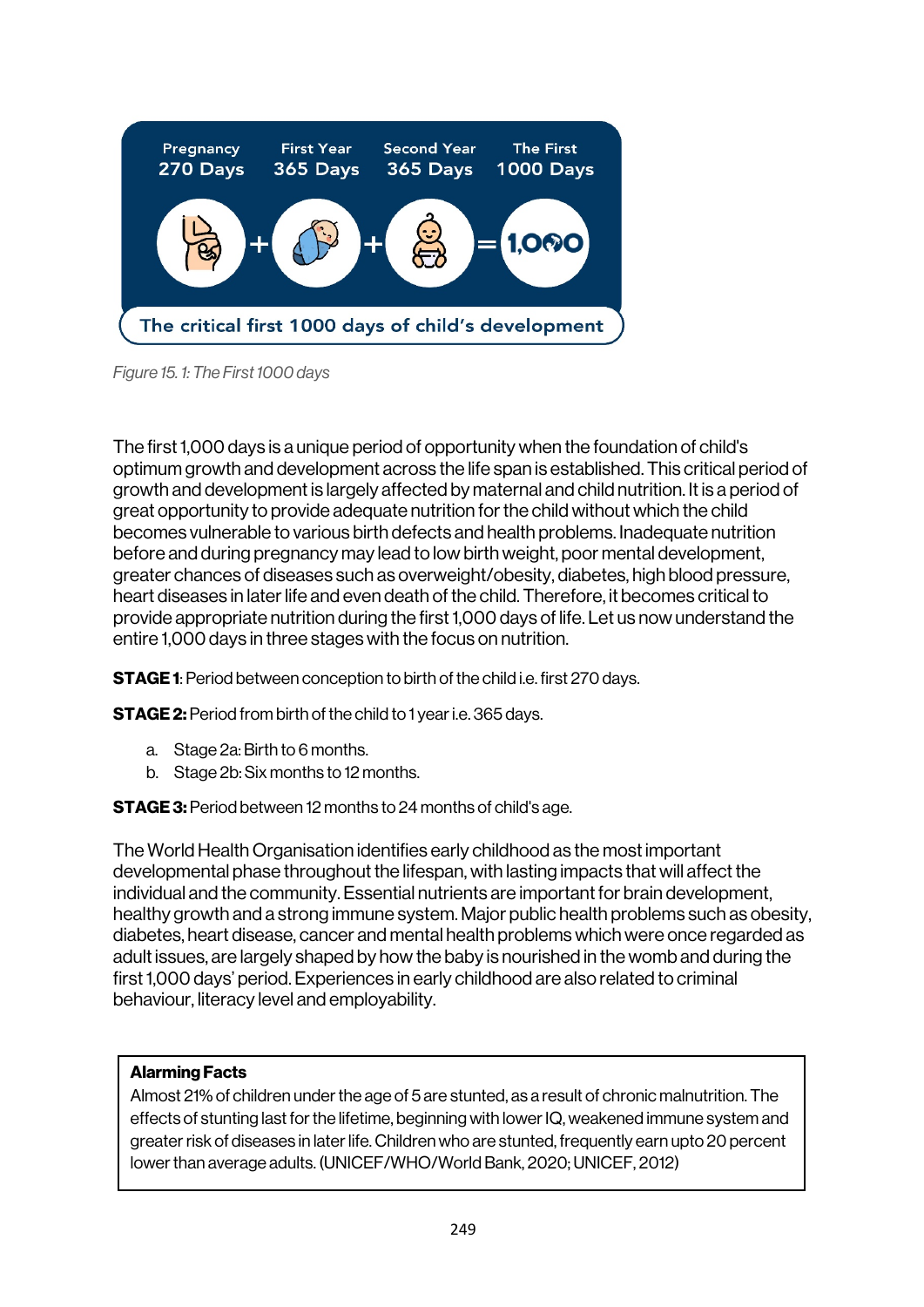Pregnancy 270 Days + First Year 365 Days + Second Year 365 Days = The First 1000 Days

The critical first 1000 days of child's development

*Figure 15. 1: The First 1000 days*

The first 1,000 days is a unique period of opportunity when the foundation of child's optimum growth and development across the life span is established. This critical period of growth and development is largely affected by maternal and child nutrition. It is a period of great opportunity to provide adequate nutrition for the child without which the child becomes vulnerable to various birth defects and health problems. Inadequate nutrition before and during pregnancy may lead to low birth weight, poor mental development, greater chances of diseases such as overweight/obesity, diabetes, high blood pressure, heart diseases in later life and even death of the child. Therefore, it becomes critical to provide appropriate nutrition during the first 1,000 days of life. Let us now understand the entire 1,000 days in three stages with the focus on nutrition.

**STAGE 1**: Period between conception to birth of the child i.e. first 270 days.

**STAGE 2:** Period from birth of the child to 1 year i.e. 365 days.

a. Stage 2a: Birth to 6 months.
b. Stage 2b: Six months to 12 months.

**STAGE 3:** Period between 12 months to 24 months of child's age.

The World Health Organisation identifies early childhood as the most important developmental phase throughout the lifespan, with lasting impacts that will affect the individual and the community. Essential nutrients are important for brain development, healthy growth and a strong immune system. Major public health problems such as obesity, diabetes, heart disease, cancer and mental health problems which were once regarded as adult issues, are largely shaped by how the baby is nourished in the womb and during the first 1,000 days' period. Experiences in early childhood are also related to criminal behaviour, literacy level and employability.

**Alarming Facts**

Almost 21% of children under the age of 5 are stunted, as a result of chronic malnutrition. The effects of stunting last for the lifetime, beginning with lower IQ, weakened immune system and greater risk of diseases in later life. Children who are stunted, frequently earn upto 20 percent lower than average adults. (UNICEF/WHO/World Bank, 2020; UNICEF, 2012)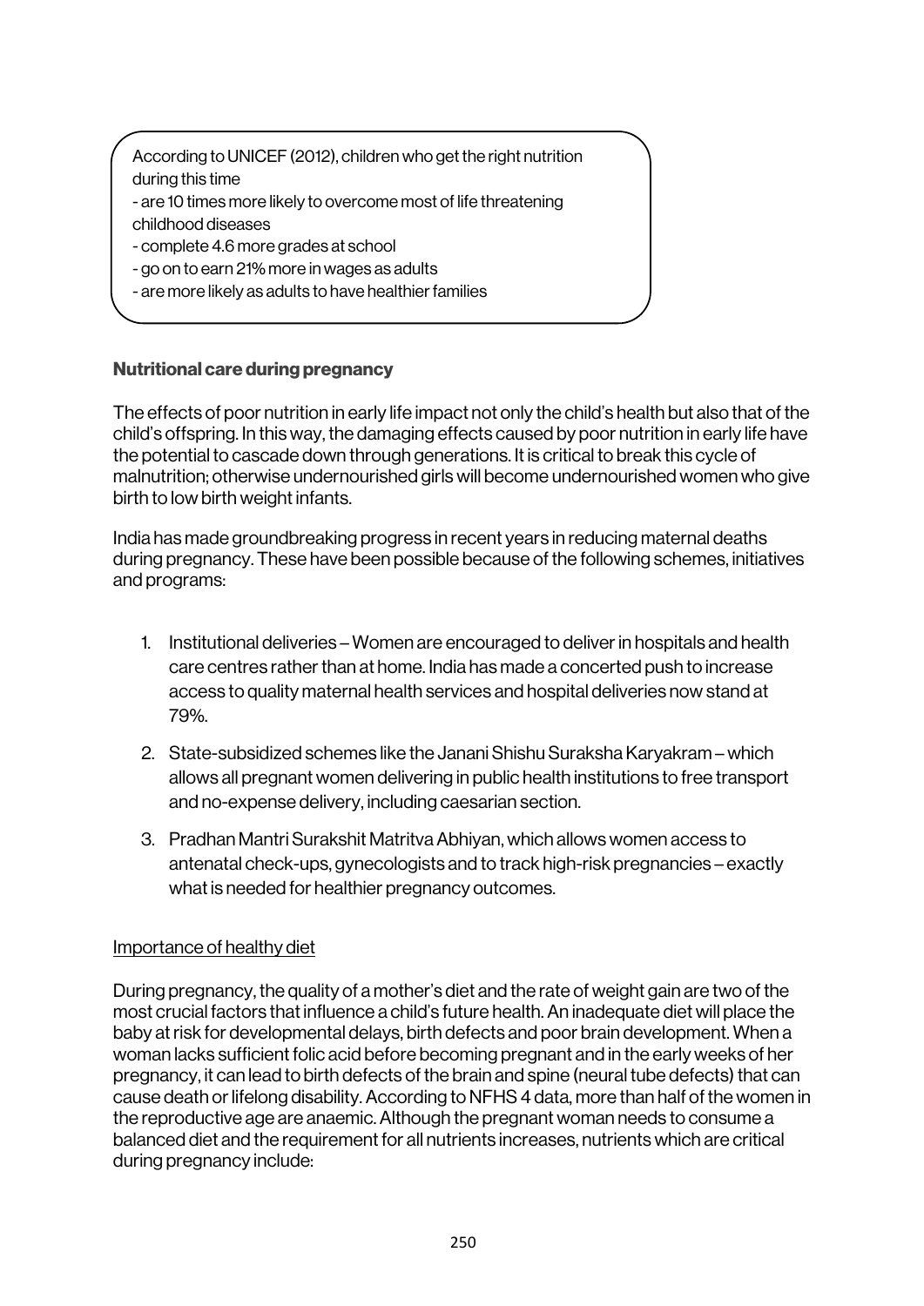According to UNICEF (2012), children who get the right nutrition during this time

- are 10 times more likely to overcome most of life threatening childhood diseases
- complete 4.6 more grades at school
- go on to earn 21% more in wages as adults
- are more likely as adults to have healthier families

**Nutritional care during pregnancy**

The effects of poor nutrition in early life impact not only the child's health but also that of the child's offspring. In this way, the damaging effects caused by poor nutrition in early life have the potential to cascade down through generations. It is critical to break this cycle of malnutrition; otherwise undernourished girls will become undernourished women who give birth to low birth weight infants.

India has made groundbreaking progress in recent years in reducing maternal deaths during pregnancy. These have been possible because of the following schemes, initiatives and programs:

1. Institutional deliveries – Women are encouraged to deliver in hospitals and health care centres rather than at home. India has made a concerted push to increase access to quality maternal health services and hospital deliveries now stand at 79%.
2. State-subsidized schemes like the Janani Shishu Suraksha Karyakram – which allows all pregnant women delivering in public health institutions to free transport and no-expense delivery, including caesarian section.
3. Pradhan Mantri Surakshit Matritva Abhiyan, which allows women access to antenatal check-ups, gynecologists and to track high-risk pregnancies – exactly what is needed for healthier pregnancy outcomes.

Importance of healthy diet

During pregnancy, the quality of a mother's diet and the rate of weight gain are two of the most crucial factors that influence a child's future health. An inadequate diet will place the baby at risk for developmental delays, birth defects and poor brain development. When a woman lacks sufficient folic acid before becoming pregnant and in the early weeks of her pregnancy, it can lead to birth defects of the brain and spine (neural tube defects) that can cause death or lifelong disability. According to NFHS 4 data, more than half of the women in the reproductive age are anaemic. Although the pregnant woman needs to consume a balanced diet and the requirement for all nutrients increases, nutrients which are critical during pregnancy include: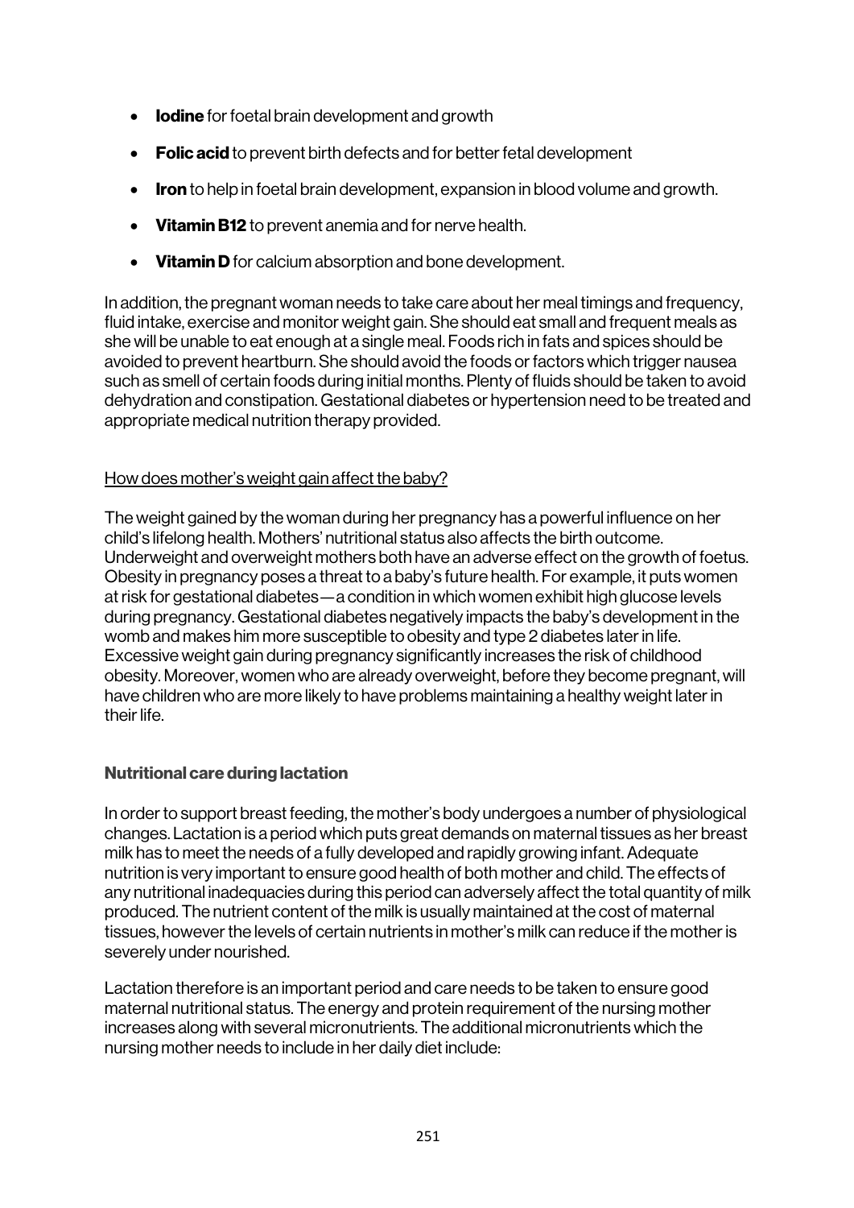- **Iodine** for foetal brain development and growth
- **Folic acid** to prevent birth defects and for better fetal development
- **Iron** to help in foetal brain development, expansion in blood volume and growth.
- **Vitamin B12** to prevent anemia and for nerve health.
- **Vitamin D** for calcium absorption and bone development.

In addition, the pregnant woman needs to take care about her meal timings and frequency, fluid intake, exercise and monitor weight gain. She should eat small and frequent meals as she will be unable to eat enough at a single meal. Foods rich in fats and spices should be avoided to prevent heartburn. She should avoid the foods or factors which trigger nausea such as smell of certain foods during initial months. Plenty of fluids should be taken to avoid dehydration and constipation. Gestational diabetes or hypertension need to be treated and appropriate medical nutrition therapy provided.

<u>How does mother's weight gain affect the baby?</u>

The weight gained by the woman during her pregnancy has a powerful influence on her child's lifelong health. Mothers' nutritional status also affects the birth outcome. Underweight and overweight mothers both have an adverse effect on the growth of foetus. Obesity in pregnancy poses a threat to a baby's future health. For example, it puts women at risk for gestational diabetes—a condition in which women exhibit high glucose levels during pregnancy. Gestational diabetes negatively impacts the baby's development in the womb and makes him more susceptible to obesity and type 2 diabetes later in life. Excessive weight gain during pregnancy significantly increases the risk of childhood obesity. Moreover, women who are already overweight, before they become pregnant, will have children who are more likely to have problems maintaining a healthy weight later in their life.

### Nutritional care during lactation

In order to support breast feeding, the mother's body undergoes a number of physiological changes. Lactation is a period which puts great demands on maternal tissues as her breast milk has to meet the needs of a fully developed and rapidly growing infant. Adequate nutrition is very important to ensure good health of both mother and child. The effects of any nutritional inadequacies during this period can adversely affect the total quantity of milk produced. The nutrient content of the milk is usually maintained at the cost of maternal tissues, however the levels of certain nutrients in mother's milk can reduce if the mother is severely under nourished.

Lactation therefore is an important period and care needs to be taken to ensure good maternal nutritional status. The energy and protein requirement of the nursing mother increases along with several micronutrients. The additional micronutrients which the nursing mother needs to include in her daily diet include: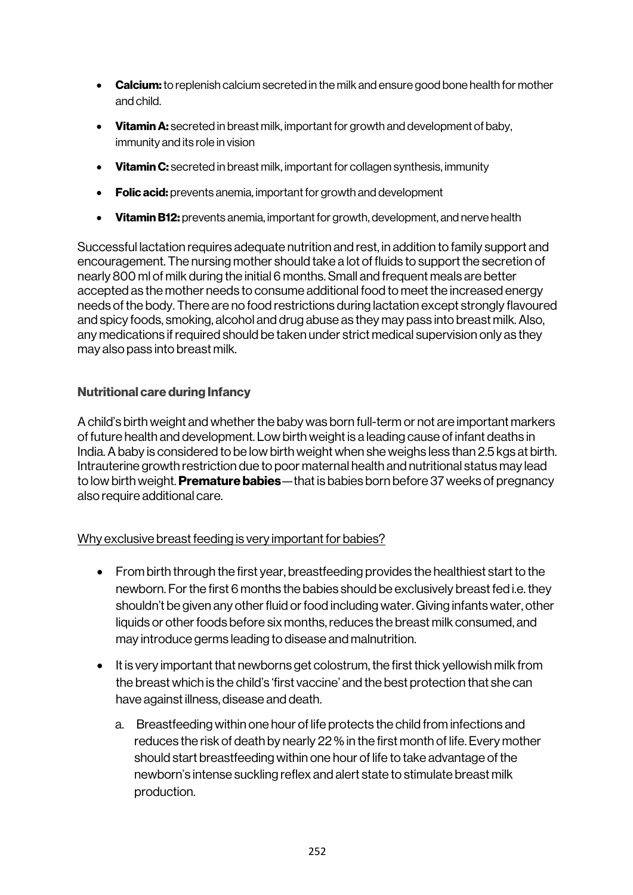- **Calcium:** to replenish calcium secreted in the milk and ensure good bone health for mother and child.
- **Vitamin A:** secreted in breast milk, important for growth and development of baby, immunity and its role in vision
- **Vitamin C:** secreted in breast milk, important for collagen synthesis, immunity
- **Folic acid:** prevents anemia, important for growth and development
- **Vitamin B12:** prevents anemia, important for growth, development, and nerve health

Successful lactation requires adequate nutrition and rest, in addition to family support and encouragement. The nursing mother should take a lot of fluids to support the secretion of nearly 800 ml of milk during the initial 6 months. Small and frequent meals are better accepted as the mother needs to consume additional food to meet the increased energy needs of the body. There are no food restrictions during lactation except strongly flavoured and spicy foods, smoking, alcohol and drug abuse as they may pass into breast milk. Also, any medications if required should be taken under strict medical supervision only as they may also pass into breast milk.

### Nutritional care during Infancy

A child's birth weight and whether the baby was born full-term or not are important markers of future health and development. Low birth weight is a leading cause of infant deaths in India. A baby is considered to be low birth weight when she weighs less than 2.5 kgs at birth. Intrauterine growth restriction due to poor maternal health and nutritional status may lead to low birth weight. **Premature babies**—that is babies born before 37 weeks of pregnancy also require additional care.

<u>Why exclusive breast feeding is very important for babies?</u>

- From birth through the first year, breastfeeding provides the healthiest start to the newborn. For the first 6 months the babies should be exclusively breast fed i.e. they shouldn't be given any other fluid or food including water. Giving infants water, other liquids or other foods before six months, reduces the breast milk consumed, and may introduce germs leading to disease and malnutrition.
- It is very important that newborns get colostrum, the first thick yellowish milk from the breast which is the child's 'first vaccine' and the best protection that she can have against illness, disease and death.
  a. Breastfeeding within one hour of life protects the child from infections and reduces the risk of death by nearly 22 % in the first month of life. Every mother should start breastfeeding within one hour of life to take advantage of the newborn's intense suckling reflex and alert state to stimulate breast milk production.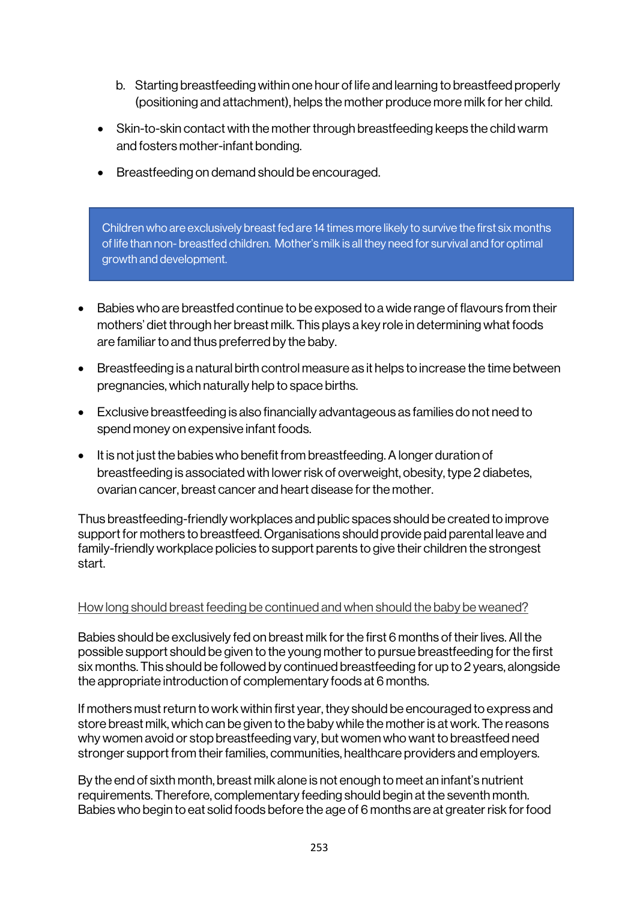b. Starting breastfeeding within one hour of life and learning to breastfeed properly (positioning and attachment), helps the mother produce more milk for her child.

- Skin-to-skin contact with the mother through breastfeeding keeps the child warm and fosters mother-infant bonding.
- Breastfeeding on demand should be encouraged.

> Children who are exclusively breast fed are 14 times more likely to survive the first six months of life than non- breastfed children. Mother's milk is all they need for survival and for optimal growth and development.

- Babies who are breastfed continue to be exposed to a wide range of flavours from their mothers' diet through her breast milk. This plays a key role in determining what foods are familiar to and thus preferred by the baby.
- Breastfeeding is a natural birth control measure as it helps to increase the time between pregnancies, which naturally help to space births.
- Exclusive breastfeeding is also financially advantageous as families do not need to spend money on expensive infant foods.
- It is not just the babies who benefit from breastfeeding. A longer duration of breastfeeding is associated with lower risk of overweight, obesity, type 2 diabetes, ovarian cancer, breast cancer and heart disease for the mother.

Thus breastfeeding-friendly workplaces and public spaces should be created to improve support for mothers to breastfeed. Organisations should provide paid parental leave and family-friendly workplace policies to support parents to give their children the strongest start.

<u>How long should breast feeding be continued and when should the baby be weaned?</u>

Babies should be exclusively fed on breast milk for the first 6 months of their lives. All the possible support should be given to the young mother to pursue breastfeeding for the first six months. This should be followed by continued breastfeeding for up to 2 years, alongside the appropriate introduction of complementary foods at 6 months.

If mothers must return to work within first year, they should be encouraged to express and store breast milk, which can be given to the baby while the mother is at work. The reasons why women avoid or stop breastfeeding vary, but women who want to breastfeed need stronger support from their families, communities, healthcare providers and employers.

By the end of sixth month, breast milk alone is not enough to meet an infant's nutrient requirements. Therefore, complementary feeding should begin at the seventh month. Babies who begin to eat solid foods before the age of 6 months are at greater risk for food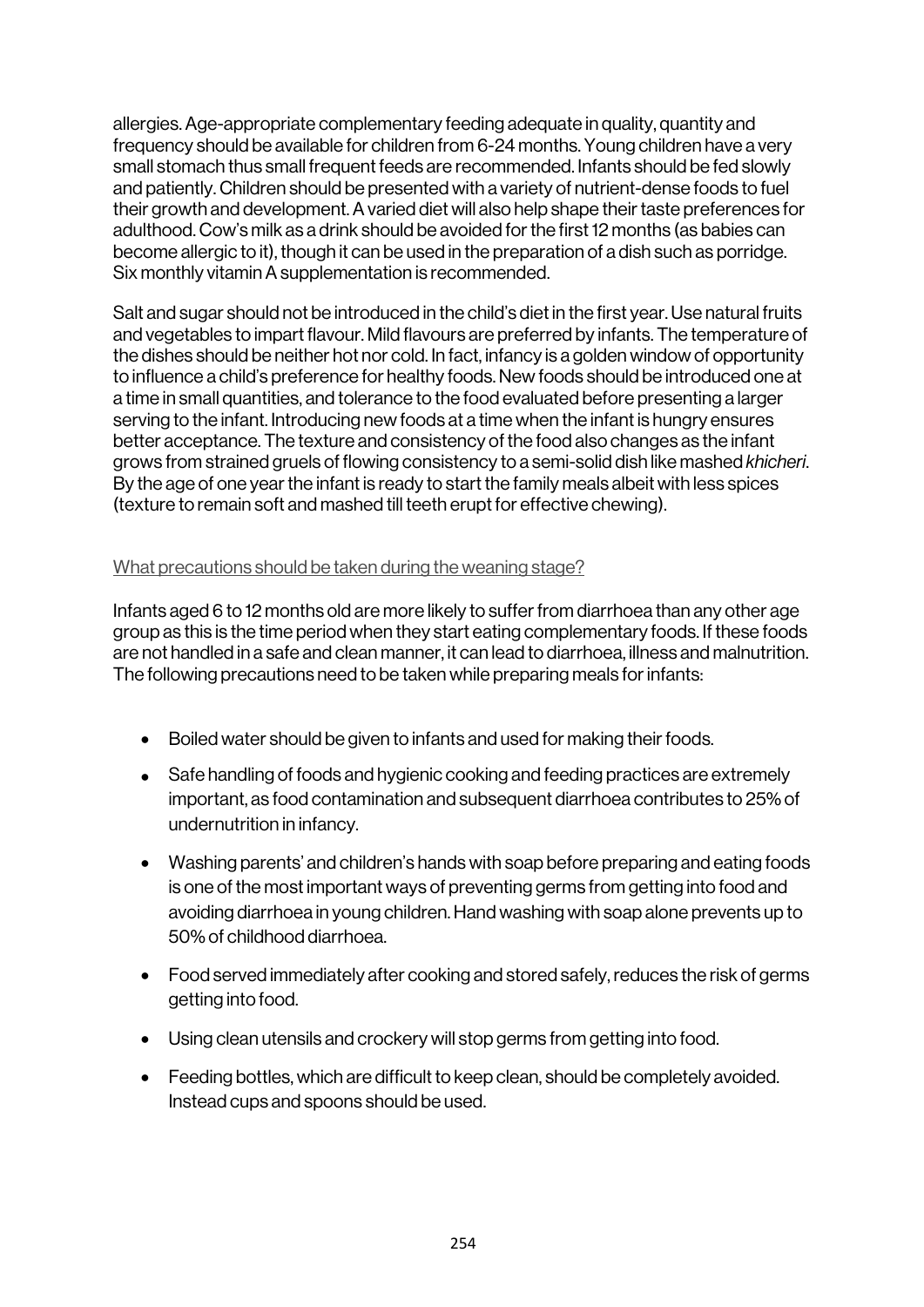allergies. Age-appropriate complementary feeding adequate in quality, quantity and frequency should be available for children from 6-24 months. Young children have a very small stomach thus small frequent feeds are recommended. Infants should be fed slowly and patiently. Children should be presented with a variety of nutrient-dense foods to fuel their growth and development. A varied diet will also help shape their taste preferences for adulthood. Cow's milk as a drink should be avoided for the first 12 months (as babies can become allergic to it), though it can be used in the preparation of a dish such as porridge. Six monthly vitamin A supplementation is recommended.

Salt and sugar should not be introduced in the child's diet in the first year. Use natural fruits and vegetables to impart flavour. Mild flavours are preferred by infants. The temperature of the dishes should be neither hot nor cold. In fact, infancy is a golden window of opportunity to influence a child's preference for healthy foods. New foods should be introduced one at a time in small quantities, and tolerance to the food evaluated before presenting a larger serving to the infant. Introducing new foods at a time when the infant is hungry ensures better acceptance. The texture and consistency of the food also changes as the infant grows from strained gruels of flowing consistency to a semi-solid dish like mashed *khicheri*. By the age of one year the infant is ready to start the family meals albeit with less spices (texture to remain soft and mashed till teeth erupt for effective chewing).

### What precautions should be taken during the weaning stage?

Infants aged 6 to 12 months old are more likely to suffer from diarrhoea than any other age group as this is the time period when they start eating complementary foods. If these foods are not handled in a safe and clean manner, it can lead to diarrhoea, illness and malnutrition. The following precautions need to be taken while preparing meals for infants:

- Boiled water should be given to infants and used for making their foods.
- Safe handling of foods and hygienic cooking and feeding practices are extremely important, as food contamination and subsequent diarrhoea contributes to 25% of undernutrition in infancy.
- Washing parents' and children's hands with soap before preparing and eating foods is one of the most important ways of preventing germs from getting into food and avoiding diarrhoea in young children. Hand washing with soap alone prevents up to 50% of childhood diarrhoea.
- Food served immediately after cooking and stored safely, reduces the risk of germs getting into food.
- Using clean utensils and crockery will stop germs from getting into food.
- Feeding bottles, which are difficult to keep clean, should be completely avoided. Instead cups and spoons should be used.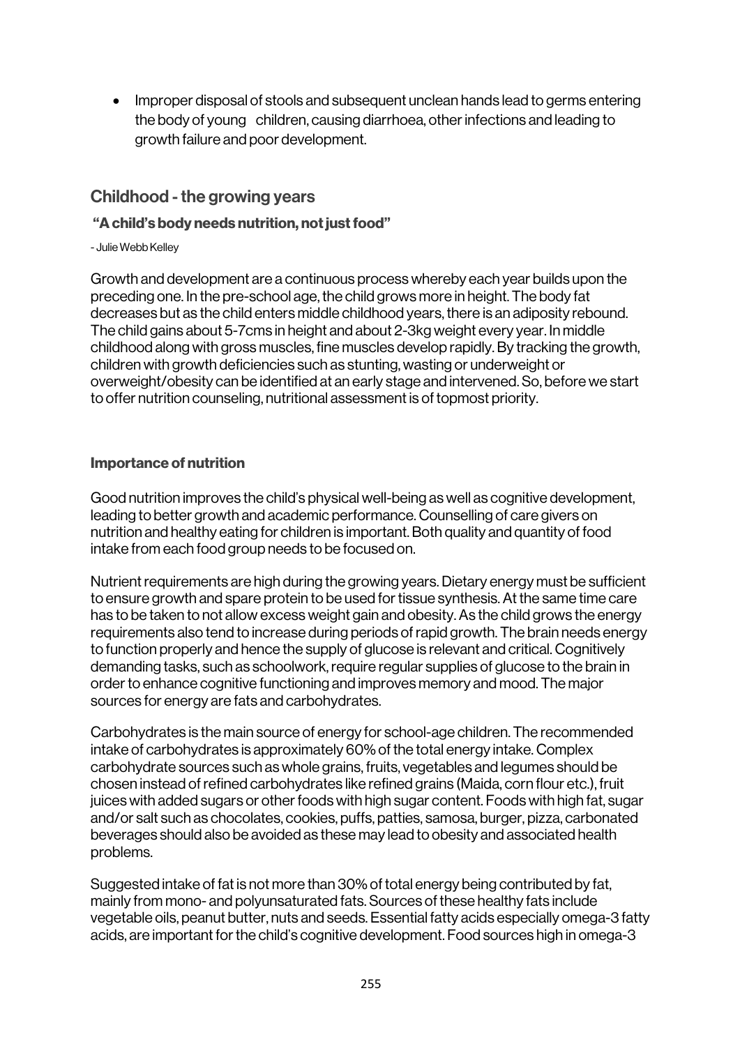- Improper disposal of stools and subsequent unclean hands lead to germs entering the body of young children, causing diarrhoea, other infections and leading to growth failure and poor development.

## Childhood - the growing years

**"A child's body needs nutrition, not just food"**

- Julie Webb Kelley

Growth and development are a continuous process whereby each year builds upon the preceding one. In the pre-school age, the child grows more in height. The body fat decreases but as the child enters middle childhood years, there is an adiposity rebound. The child gains about 5-7cms in height and about 2-3kg weight every year. In middle childhood along with gross muscles, fine muscles develop rapidly. By tracking the growth, children with growth deficiencies such as stunting, wasting or underweight or overweight/obesity can be identified at an early stage and intervened. So, before we start to offer nutrition counseling, nutritional assessment is of topmost priority.

### Importance of nutrition

Good nutrition improves the child's physical well-being as well as cognitive development, leading to better growth and academic performance. Counselling of care givers on nutrition and healthy eating for children is important. Both quality and quantity of food intake from each food group needs to be focused on.

Nutrient requirements are high during the growing years. Dietary energy must be sufficient to ensure growth and spare protein to be used for tissue synthesis. At the same time care has to be taken to not allow excess weight gain and obesity. As the child grows the energy requirements also tend to increase during periods of rapid growth. The brain needs energy to function properly and hence the supply of glucose is relevant and critical. Cognitively demanding tasks, such as schoolwork, require regular supplies of glucose to the brain in order to enhance cognitive functioning and improves memory and mood. The major sources for energy are fats and carbohydrates.

Carbohydrates is the main source of energy for school-age children. The recommended intake of carbohydrates is approximately 60% of the total energy intake. Complex carbohydrate sources such as whole grains, fruits, vegetables and legumes should be chosen instead of refined carbohydrates like refined grains (Maida, corn flour etc.), fruit juices with added sugars or other foods with high sugar content. Foods with high fat, sugar and/or salt such as chocolates, cookies, puffs, patties, samosa, burger, pizza, carbonated beverages should also be avoided as these may lead to obesity and associated health problems.

Suggested intake of fat is not more than 30% of total energy being contributed by fat, mainly from mono- and polyunsaturated fats. Sources of these healthy fats include vegetable oils, peanut butter, nuts and seeds. Essential fatty acids especially omega-3 fatty acids, are important for the child's cognitive development. Food sources high in omega-3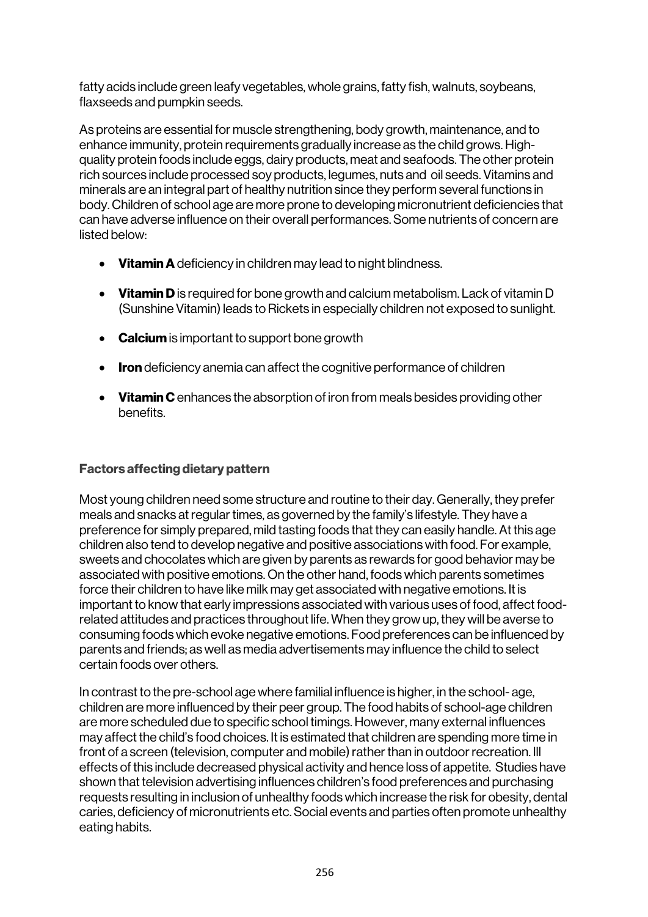fatty acids include green leafy vegetables, whole grains, fatty fish, walnuts, soybeans, flaxseeds and pumpkin seeds.

As proteins are essential for muscle strengthening, body growth, maintenance, and to enhance immunity, protein requirements gradually increase as the child grows. High-quality protein foods include eggs, dairy products, meat and seafoods. The other protein rich sources include processed soy products, legumes, nuts and oil seeds. Vitamins and minerals are an integral part of healthy nutrition since they perform several functions in body. Children of school age are more prone to developing micronutrient deficiencies that can have adverse influence on their overall performances. Some nutrients of concern are listed below:

- **Vitamin A** deficiency in children may lead to night blindness.
- **Vitamin D** is required for bone growth and calcium metabolism. Lack of vitamin D (Sunshine Vitamin) leads to Rickets in especially children not exposed to sunlight.
- **Calcium** is important to support bone growth
- **Iron** deficiency anemia can affect the cognitive performance of children
- **Vitamin C** enhances the absorption of iron from meals besides providing other benefits.

### Factors affecting dietary pattern

Most young children need some structure and routine to their day. Generally, they prefer meals and snacks at regular times, as governed by the family's lifestyle. They have a preference for simply prepared, mild tasting foods that they can easily handle. At this age children also tend to develop negative and positive associations with food. For example, sweets and chocolates which are given by parents as rewards for good behavior may be associated with positive emotions. On the other hand, foods which parents sometimes force their children to have like milk may get associated with negative emotions. It is important to know that early impressions associated with various uses of food, affect food-related attitudes and practices throughout life. When they grow up, they will be averse to consuming foods which evoke negative emotions. Food preferences can be influenced by parents and friends; as well as media advertisements may influence the child to select certain foods over others.

In contrast to the pre-school age where familial influence is higher, in the school- age, children are more influenced by their peer group. The food habits of school-age children are more scheduled due to specific school timings. However, many external influences may affect the child's food choices. It is estimated that children are spending more time in front of a screen (television, computer and mobile) rather than in outdoor recreation. Ill effects of this include decreased physical activity and hence loss of appetite. Studies have shown that television advertising influences children's food preferences and purchasing requests resulting in inclusion of unhealthy foods which increase the risk for obesity, dental caries, deficiency of micronutrients etc. Social events and parties often promote unhealthy eating habits.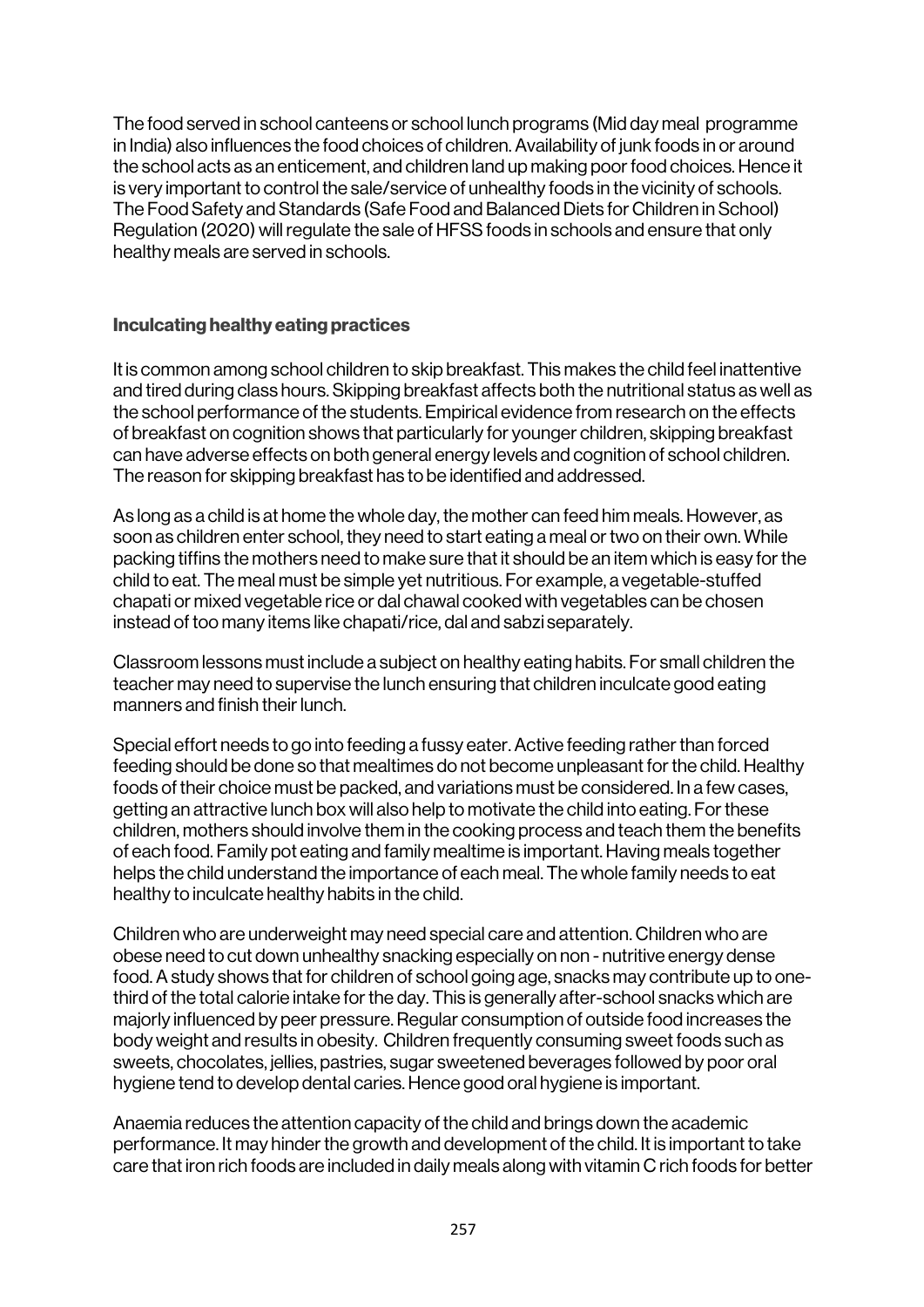The food served in school canteens or school lunch programs (Mid day meal programme in India) also influences the food choices of children. Availability of junk foods in or around the school acts as an enticement, and children land up making poor food choices. Hence it is very important to control the sale/service of unhealthy foods in the vicinity of schools. The Food Safety and Standards (Safe Food and Balanced Diets for Children in School) Regulation (2020) will regulate the sale of HFSS foods in schools and ensure that only healthy meals are served in schools.

### Inculcating healthy eating practices

It is common among school children to skip breakfast. This makes the child feel inattentive and tired during class hours. Skipping breakfast affects both the nutritional status as well as the school performance of the students. Empirical evidence from research on the effects of breakfast on cognition shows that particularly for younger children, skipping breakfast can have adverse effects on both general energy levels and cognition of school children. The reason for skipping breakfast has to be identified and addressed.

As long as a child is at home the whole day, the mother can feed him meals. However, as soon as children enter school, they need to start eating a meal or two on their own. While packing tiffins the mothers need to make sure that it should be an item which is easy for the child to eat. The meal must be simple yet nutritious. For example, a vegetable-stuffed chapati or mixed vegetable rice or dal chawal cooked with vegetables can be chosen instead of too many items like chapati/rice, dal and sabzi separately.

Classroom lessons must include a subject on healthy eating habits. For small children the teacher may need to supervise the lunch ensuring that children inculcate good eating manners and finish their lunch.

Special effort needs to go into feeding a fussy eater. Active feeding rather than forced feeding should be done so that mealtimes do not become unpleasant for the child. Healthy foods of their choice must be packed, and variations must be considered. In a few cases, getting an attractive lunch box will also help to motivate the child into eating. For these children, mothers should involve them in the cooking process and teach them the benefits of each food. Family pot eating and family mealtime is important. Having meals together helps the child understand the importance of each meal. The whole family needs to eat healthy to inculcate healthy habits in the child.

Children who are underweight may need special care and attention. Children who are obese need to cut down unhealthy snacking especially on non - nutritive energy dense food. A study shows that for children of school going age, snacks may contribute up to one-third of the total calorie intake for the day. This is generally after-school snacks which are majorly influenced by peer pressure. Regular consumption of outside food increases the body weight and results in obesity. Children frequently consuming sweet foods such as sweets, chocolates, jellies, pastries, sugar sweetened beverages followed by poor oral hygiene tend to develop dental caries. Hence good oral hygiene is important.

Anaemia reduces the attention capacity of the child and brings down the academic performance. It may hinder the growth and development of the child. It is important to take care that iron rich foods are included in daily meals along with vitamin C rich foods for better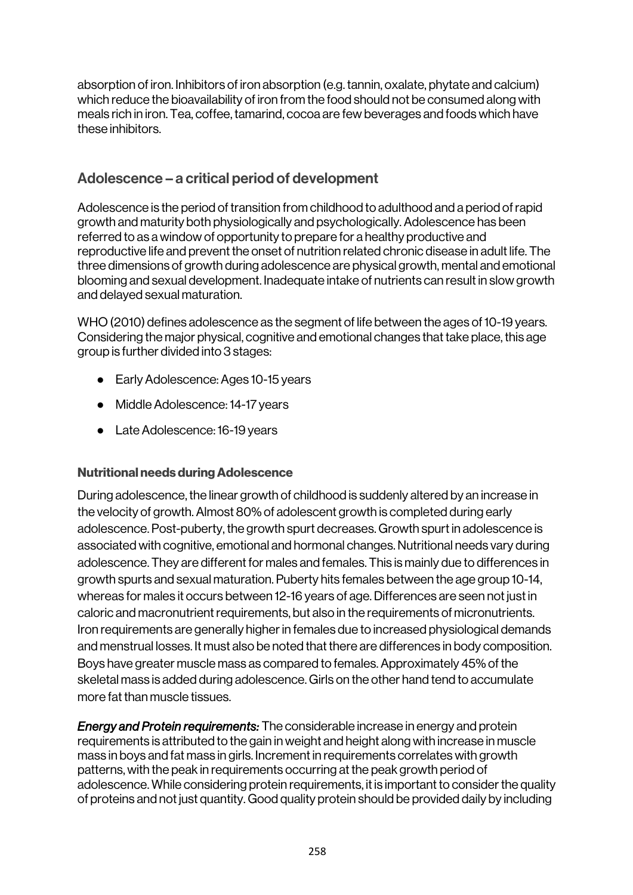absorption of iron. Inhibitors of iron absorption (e.g. tannin, oxalate, phytate and calcium) which reduce the bioavailability of iron from the food should not be consumed along with meals rich in iron. Tea, coffee, tamarind, cocoa are few beverages and foods which have these inhibitors.

## Adolescence – a critical period of development

Adolescence is the period of transition from childhood to adulthood and a period of rapid growth and maturity both physiologically and psychologically. Adolescence has been referred to as a window of opportunity to prepare for a healthy productive and reproductive life and prevent the onset of nutrition related chronic disease in adult life. The three dimensions of growth during adolescence are physical growth, mental and emotional blooming and sexual development. Inadequate intake of nutrients can result in slow growth and delayed sexual maturation.

WHO (2010) defines adolescence as the segment of life between the ages of 10-19 years. Considering the major physical, cognitive and emotional changes that take place, this age group is further divided into 3 stages:

- Early Adolescence: Ages 10-15 years
- Middle Adolescence: 14-17 years
- Late Adolescence: 16-19 years

### Nutritional needs during Adolescence

During adolescence, the linear growth of childhood is suddenly altered by an increase in the velocity of growth. Almost 80% of adolescent growth is completed during early adolescence. Post-puberty, the growth spurt decreases. Growth spurt in adolescence is associated with cognitive, emotional and hormonal changes. Nutritional needs vary during adolescence. They are different for males and females. This is mainly due to differences in growth spurts and sexual maturation. Puberty hits females between the age group 10-14, whereas for males it occurs between 12-16 years of age. Differences are seen not just in caloric and macronutrient requirements, but also in the requirements of micronutrients. Iron requirements are generally higher in females due to increased physiological demands and menstrual losses. It must also be noted that there are differences in body composition. Boys have greater muscle mass as compared to females. Approximately 45% of the skeletal mass is added during adolescence. Girls on the other hand tend to accumulate more fat than muscle tissues.

***Energy and Protein requirements:*** The considerable increase in energy and protein requirements is attributed to the gain in weight and height along with increase in muscle mass in boys and fat mass in girls. Increment in requirements correlates with growth patterns, with the peak in requirements occurring at the peak growth period of adolescence. While considering protein requirements, it is important to consider the quality of proteins and not just quantity. Good quality protein should be provided daily by including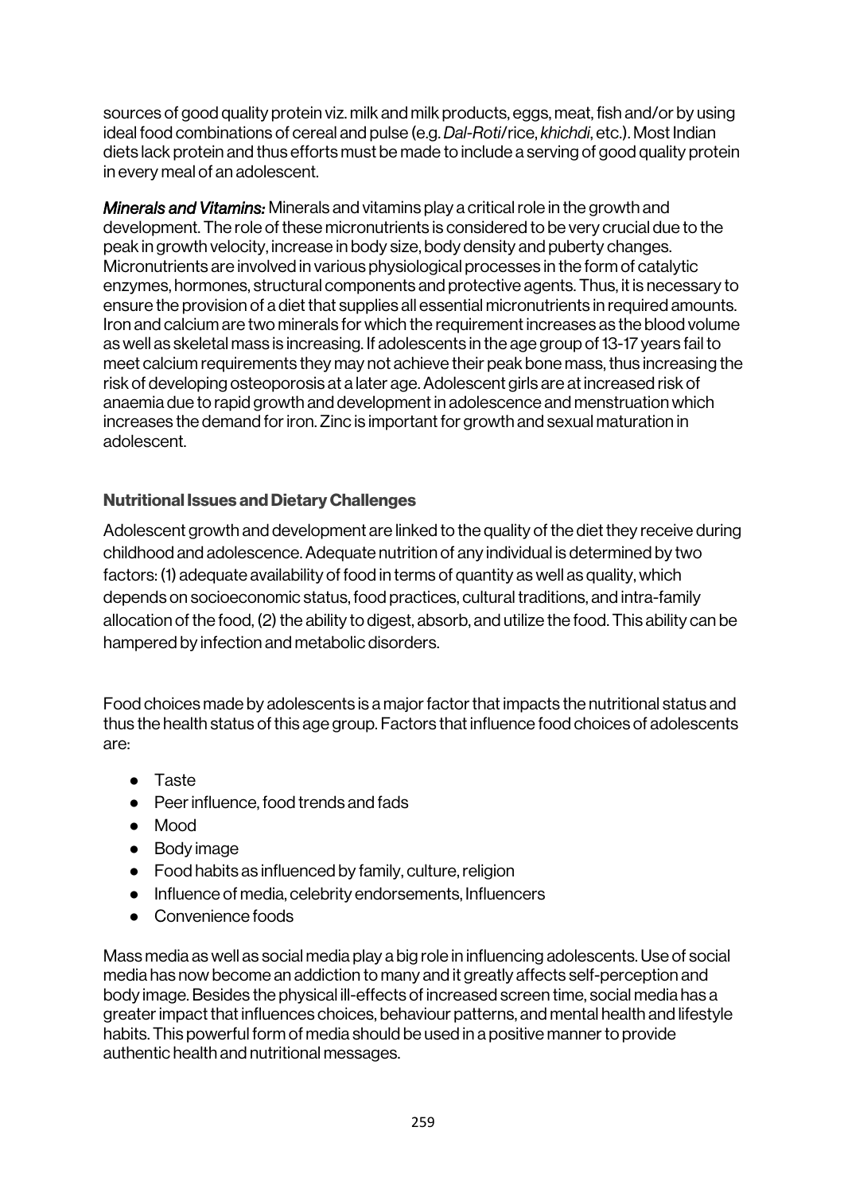sources of good quality protein viz. milk and milk products, eggs, meat, fish and/or by using ideal food combinations of cereal and pulse (e.g. *Dal-Roti*/rice, *khichdi*, etc.). Most Indian diets lack protein and thus efforts must be made to include a serving of good quality protein in every meal of an adolescent.

***Minerals and Vitamins:*** Minerals and vitamins play a critical role in the growth and development. The role of these micronutrients is considered to be very crucial due to the peak in growth velocity, increase in body size, body density and puberty changes. Micronutrients are involved in various physiological processes in the form of catalytic enzymes, hormones, structural components and protective agents. Thus, it is necessary to ensure the provision of a diet that supplies all essential micronutrients in required amounts. Iron and calcium are two minerals for which the requirement increases as the blood volume as well as skeletal mass is increasing. If adolescents in the age group of 13-17 years fail to meet calcium requirements they may not achieve their peak bone mass, thus increasing the risk of developing osteoporosis at a later age. Adolescent girls are at increased risk of anaemia due to rapid growth and development in adolescence and menstruation which increases the demand for iron. Zinc is important for growth and sexual maturation in adolescent.

### Nutritional Issues and Dietary Challenges

Adolescent growth and development are linked to the quality of the diet they receive during childhood and adolescence. Adequate nutrition of any individual is determined by two factors: (1) adequate availability of food in terms of quantity as well as quality, which depends on socioeconomic status, food practices, cultural traditions, and intra-family allocation of the food, (2) the ability to digest, absorb, and utilize the food. This ability can be hampered by infection and metabolic disorders.

Food choices made by adolescents is a major factor that impacts the nutritional status and thus the health status of this age group. Factors that influence food choices of adolescents are:

- Taste
- Peer influence, food trends and fads
- Mood
- Body image
- Food habits as influenced by family, culture, religion
- Influence of media, celebrity endorsements, Influencers
- Convenience foods

Mass media as well as social media play a big role in influencing adolescents. Use of social media has now become an addiction to many and it greatly affects self-perception and body image. Besides the physical ill-effects of increased screen time, social media has a greater impact that influences choices, behaviour patterns, and mental health and lifestyle habits. This powerful form of media should be used in a positive manner to provide authentic health and nutritional messages.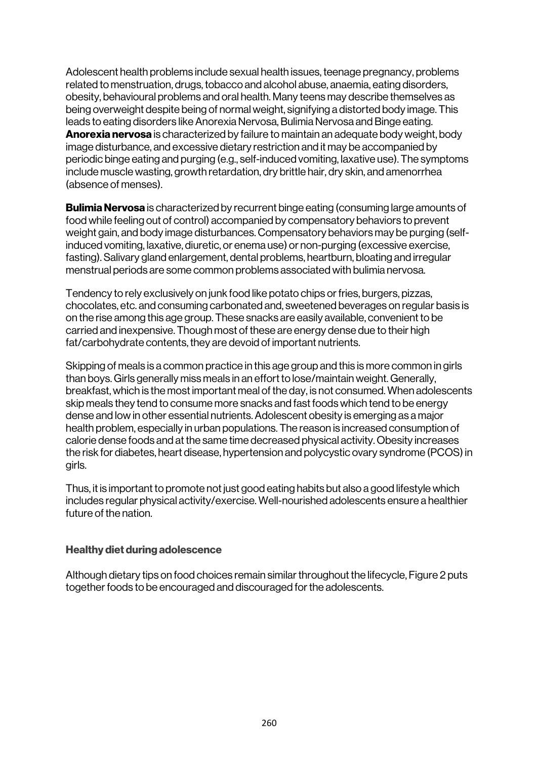Adolescent health problems include sexual health issues, teenage pregnancy, problems related to menstruation, drugs, tobacco and alcohol abuse, anaemia, eating disorders, obesity, behavioural problems and oral health. Many teens may describe themselves as being overweight despite being of normal weight, signifying a distorted body image. This leads to eating disorders like Anorexia Nervosa, Bulimia Nervosa and Binge eating. **Anorexia nervosa** is characterized by failure to maintain an adequate body weight, body image disturbance, and excessive dietary restriction and it may be accompanied by periodic binge eating and purging (e.g., self-induced vomiting, laxative use). The symptoms include muscle wasting, growth retardation, dry brittle hair, dry skin, and amenorrhea (absence of menses).

**Bulimia Nervosa** is characterized by recurrent binge eating (consuming large amounts of food while feeling out of control) accompanied by compensatory behaviors to prevent weight gain, and body image disturbances. Compensatory behaviors may be purging (self-induced vomiting, laxative, diuretic, or enema use) or non-purging (excessive exercise, fasting). Salivary gland enlargement, dental problems, heartburn, bloating and irregular menstrual periods are some common problems associated with bulimia nervosa.

Tendency to rely exclusively on junk food like potato chips or fries, burgers, pizzas, chocolates, etc. and consuming carbonated and, sweetened beverages on regular basis is on the rise among this age group. These snacks are easily available, convenient to be carried and inexpensive. Though most of these are energy dense due to their high fat/carbohydrate contents, they are devoid of important nutrients.

Skipping of meals is a common practice in this age group and this is more common in girls than boys. Girls generally miss meals in an effort to lose/maintain weight. Generally, breakfast, which is the most important meal of the day, is not consumed. When adolescents skip meals they tend to consume more snacks and fast foods which tend to be energy dense and low in other essential nutrients. Adolescent obesity is emerging as a major health problem, especially in urban populations. The reason is increased consumption of calorie dense foods and at the same time decreased physical activity. Obesity increases the risk for diabetes, heart disease, hypertension and polycystic ovary syndrome (PCOS) in girls.

Thus, it is important to promote not just good eating habits but also a good lifestyle which includes regular physical activity/exercise. Well-nourished adolescents ensure a healthier future of the nation.

### Healthy diet during adolescence

Although dietary tips on food choices remain similar throughout the lifecycle, Figure 2 puts together foods to be encouraged and discouraged for the adolescents.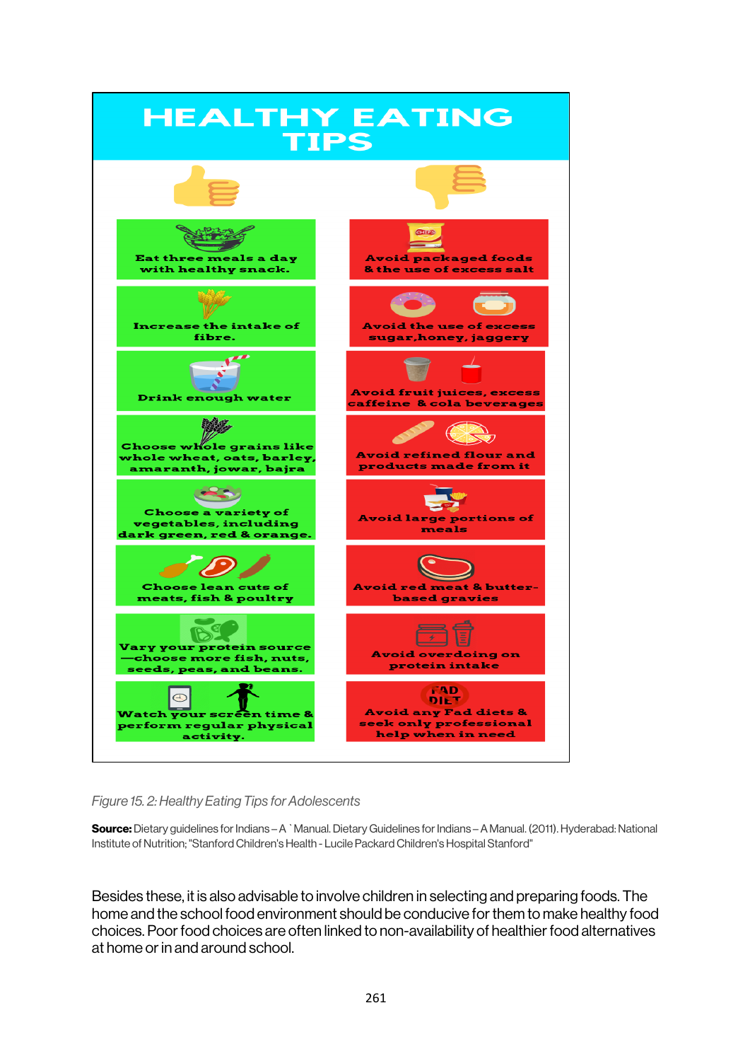# HEALTHY EATING TIPS

| 👍 | 👎 |
| --- | --- |
| Eat three meals a day with healthy snack. | Avoid packaged foods & the use of excess salt |
| Increase the intake of fibre. | Avoid the use of excess sugar,honey, jaggery |
| Drink enough water | Avoid fruit juices, excess caffeine & cola beverages |
| Choose whole grains like whole wheat, oats, barley, amaranth, jowar, bajra | Avoid refined flour and products made from it |
| Choose a variety of vegetables, including dark green, red & orange. | Avoid large portions of meals |
| Choose lean cuts of meats, fish & poultry | Avoid red meat & butter-based gravies |
| Vary your protein source —choose more fish, nuts, seeds, peas, and beans. | Avoid overdoing on protein intake |
| Watch your screen time & perform regular physical activity. | Avoid any Fad diets & seek only professional help when in need |

*Figure 15. 2: Healthy Eating Tips for Adolescents*

**Source:** Dietary guidelines for Indians – A `Manual. Dietary Guidelines for Indians – A Manual. (2011). Hyderabad: National Institute of Nutrition; "Stanford Children's Health - Lucile Packard Children's Hospital Stanford"

Besides these, it is also advisable to involve children in selecting and preparing foods. The home and the school food environment should be conducive for them to make healthy food choices. Poor food choices are often linked to non-availability of healthier food alternatives at home or in and around school.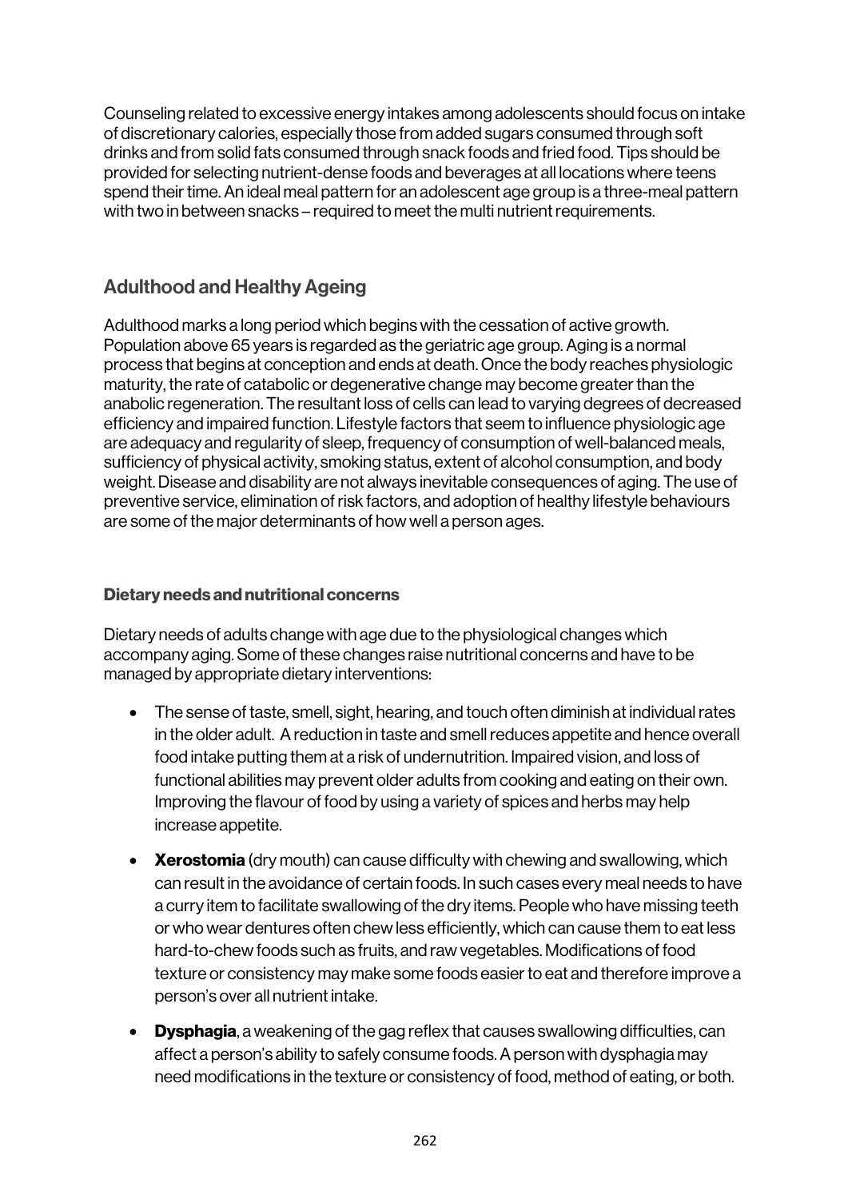Counseling related to excessive energy intakes among adolescents should focus on intake of discretionary calories, especially those from added sugars consumed through soft drinks and from solid fats consumed through snack foods and fried food. Tips should be provided for selecting nutrient-dense foods and beverages at all locations where teens spend their time. An ideal meal pattern for an adolescent age group is a three-meal pattern with two in between snacks – required to meet the multi nutrient requirements.

## Adulthood and Healthy Ageing

Adulthood marks a long period which begins with the cessation of active growth. Population above 65 years is regarded as the geriatric age group. Aging is a normal process that begins at conception and ends at death. Once the body reaches physiologic maturity, the rate of catabolic or degenerative change may become greater than the anabolic regeneration. The resultant loss of cells can lead to varying degrees of decreased efficiency and impaired function. Lifestyle factors that seem to influence physiologic age are adequacy and regularity of sleep, frequency of consumption of well-balanced meals, sufficiency of physical activity, smoking status, extent of alcohol consumption, and body weight. Disease and disability are not always inevitable consequences of aging. The use of preventive service, elimination of risk factors, and adoption of healthy lifestyle behaviours are some of the major determinants of how well a person ages.

### Dietary needs and nutritional concerns

Dietary needs of adults change with age due to the physiological changes which accompany aging. Some of these changes raise nutritional concerns and have to be managed by appropriate dietary interventions:

- The sense of taste, smell, sight, hearing, and touch often diminish at individual rates in the older adult. A reduction in taste and smell reduces appetite and hence overall food intake putting them at a risk of undernutrition. Impaired vision, and loss of functional abilities may prevent older adults from cooking and eating on their own. Improving the flavour of food by using a variety of spices and herbs may help increase appetite.
- **Xerostomia** (dry mouth) can cause difficulty with chewing and swallowing, which can result in the avoidance of certain foods. In such cases every meal needs to have a curry item to facilitate swallowing of the dry items. People who have missing teeth or who wear dentures often chew less efficiently, which can cause them to eat less hard-to-chew foods such as fruits, and raw vegetables. Modifications of food texture or consistency may make some foods easier to eat and therefore improve a person's over all nutrient intake.
- **Dysphagia**, a weakening of the gag reflex that causes swallowing difficulties, can affect a person's ability to safely consume foods. A person with dysphagia may need modifications in the texture or consistency of food, method of eating, or both.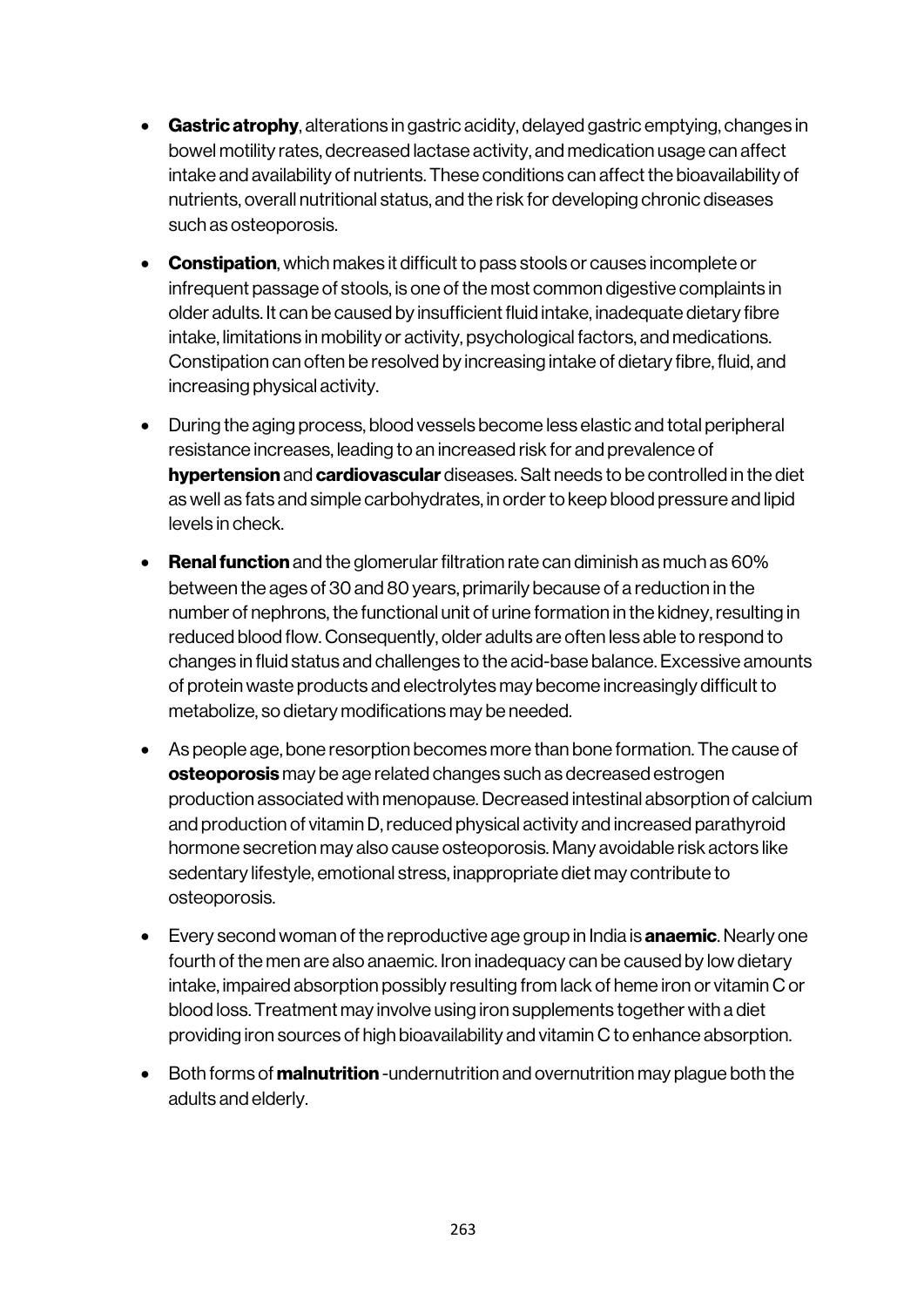- **Gastric atrophy**, alterations in gastric acidity, delayed gastric emptying, changes in bowel motility rates, decreased lactase activity, and medication usage can affect intake and availability of nutrients. These conditions can affect the bioavailability of nutrients, overall nutritional status, and the risk for developing chronic diseases such as osteoporosis.
- **Constipation**, which makes it difficult to pass stools or causes incomplete or infrequent passage of stools, is one of the most common digestive complaints in older adults. It can be caused by insufficient fluid intake, inadequate dietary fibre intake, limitations in mobility or activity, psychological factors, and medications. Constipation can often be resolved by increasing intake of dietary fibre, fluid, and increasing physical activity.
- During the aging process, blood vessels become less elastic and total peripheral resistance increases, leading to an increased risk for and prevalence of **hypertension** and **cardiovascular** diseases. Salt needs to be controlled in the diet as well as fats and simple carbohydrates, in order to keep blood pressure and lipid levels in check.
- **Renal function** and the glomerular filtration rate can diminish as much as 60% between the ages of 30 and 80 years, primarily because of a reduction in the number of nephrons, the functional unit of urine formation in the kidney, resulting in reduced blood flow. Consequently, older adults are often less able to respond to changes in fluid status and challenges to the acid-base balance. Excessive amounts of protein waste products and electrolytes may become increasingly difficult to metabolize, so dietary modifications may be needed.
- As people age, bone resorption becomes more than bone formation. The cause of **osteoporosis** may be age related changes such as decreased estrogen production associated with menopause. Decreased intestinal absorption of calcium and production of vitamin D, reduced physical activity and increased parathyroid hormone secretion may also cause osteoporosis. Many avoidable risk actors like sedentary lifestyle, emotional stress, inappropriate diet may contribute to osteoporosis.
- Every second woman of the reproductive age group in India is **anaemic**. Nearly one fourth of the men are also anaemic. Iron inadequacy can be caused by low dietary intake, impaired absorption possibly resulting from lack of heme iron or vitamin C or blood loss. Treatment may involve using iron supplements together with a diet providing iron sources of high bioavailability and vitamin C to enhance absorption.
- Both forms of **malnutrition** -undernutrition and overnutrition may plague both the adults and elderly.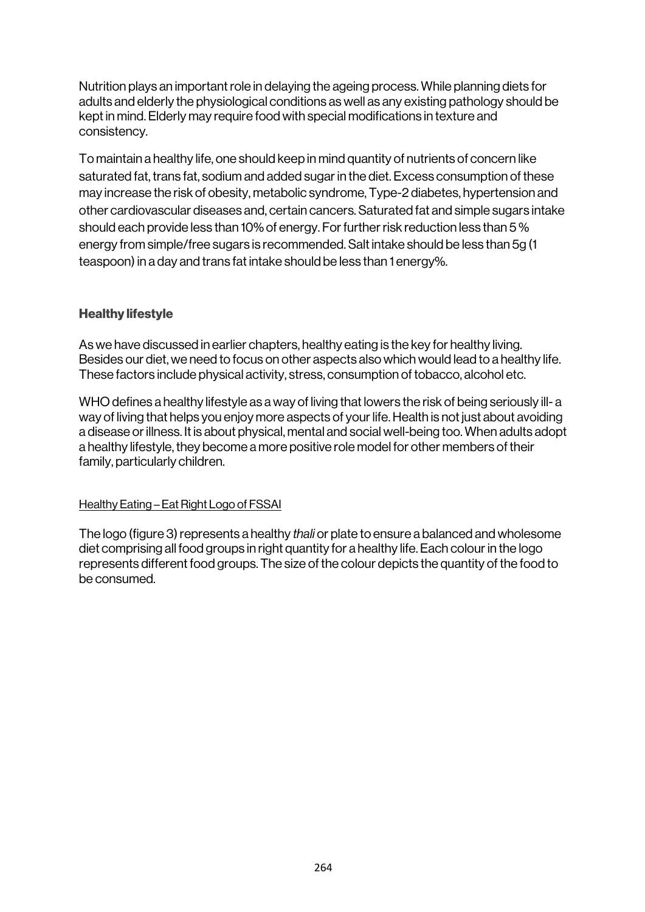Nutrition plays an important role in delaying the ageing process. While planning diets for adults and elderly the physiological conditions as well as any existing pathology should be kept in mind. Elderly may require food with special modifications in texture and consistency.

To maintain a healthy life, one should keep in mind quantity of nutrients of concern like saturated fat, trans fat, sodium and added sugar in the diet. Excess consumption of these may increase the risk of obesity, metabolic syndrome, Type-2 diabetes, hypertension and other cardiovascular diseases and, certain cancers. Saturated fat and simple sugars intake should each provide less than 10% of energy. For further risk reduction less than 5 % energy from simple/free sugars is recommended. Salt intake should be less than 5g (1 teaspoon) in a day and trans fat intake should be less than 1 energy%.

### Healthy lifestyle

As we have discussed in earlier chapters, healthy eating is the key for healthy living. Besides our diet, we need to focus on other aspects also which would lead to a healthy life. These factors include physical activity, stress, consumption of tobacco, alcohol etc.

WHO defines a healthy lifestyle as a way of living that lowers the risk of being seriously ill- a way of living that helps you enjoy more aspects of your life. Health is not just about avoiding a disease or illness. It is about physical, mental and social well-being too. When adults adopt a healthy lifestyle, they become a more positive role model for other members of their family, particularly children.

Healthy Eating – Eat Right Logo of FSSAI

The logo (figure 3) represents a healthy *thali* or plate to ensure a balanced and wholesome diet comprising all food groups in right quantity for a healthy life. Each colour in the logo represents different food groups. The size of the colour depicts the quantity of the food to be consumed.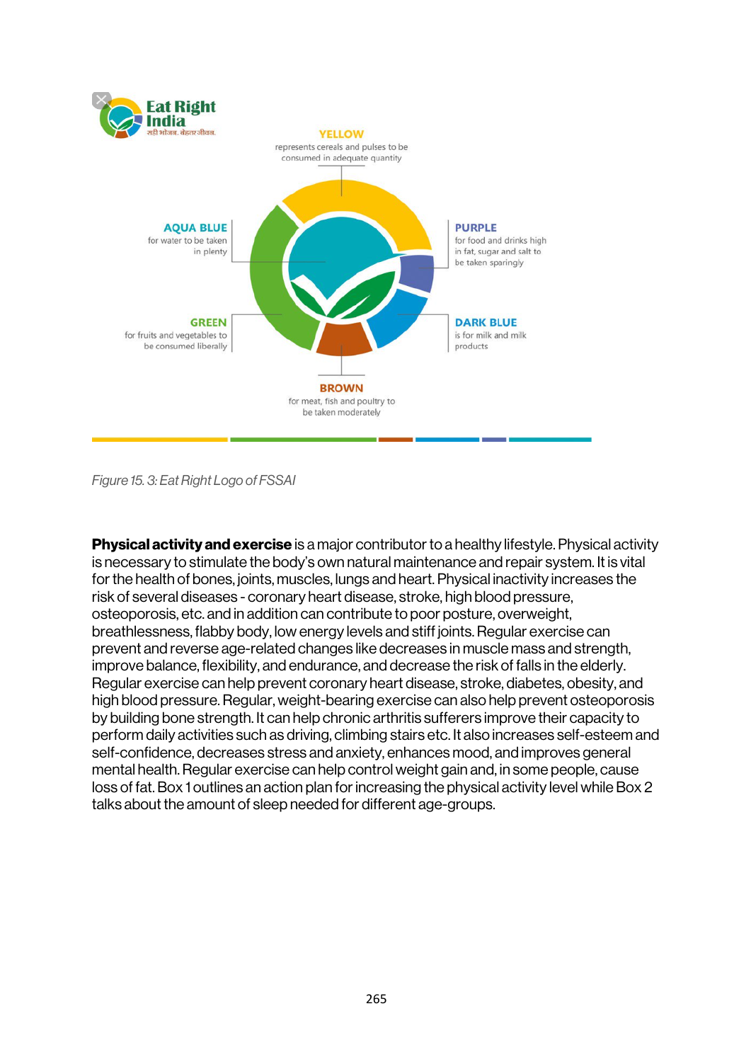Eat Right India

सही भोजन. बेहतर जीवन.

**YELLOW**
represents cereals and pulses to be consumed in adequate quantity

**AQUA BLUE**
for water to be taken in plenty

**PURPLE**
for food and drinks high in fat, sugar and salt to be taken sparingly

**GREEN**
for fruits and vegetables to be consumed liberally

**DARK BLUE**
is for milk and milk products

**BROWN**
for meat, fish and poultry to be taken moderately

*Figure 15. 3: Eat Right Logo of FSSAI*

**Physical activity and exercise** is a major contributor to a healthy lifestyle. Physical activity is necessary to stimulate the body's own natural maintenance and repair system. It is vital for the health of bones, joints, muscles, lungs and heart. Physical inactivity increases the risk of several diseases - coronary heart disease, stroke, high blood pressure, osteoporosis, etc. and in addition can contribute to poor posture, overweight, breathlessness, flabby body, low energy levels and stiff joints. Regular exercise can prevent and reverse age-related changes like decreases in muscle mass and strength, improve balance, flexibility, and endurance, and decrease the risk of falls in the elderly. Regular exercise can help prevent coronary heart disease, stroke, diabetes, obesity, and high blood pressure. Regular, weight-bearing exercise can also help prevent osteoporosis by building bone strength. It can help chronic arthritis sufferers improve their capacity to perform daily activities such as driving, climbing stairs etc. It also increases self-esteem and self-confidence, decreases stress and anxiety, enhances mood, and improves general mental health. Regular exercise can help control weight gain and, in some people, cause loss of fat. Box 1 outlines an action plan for increasing the physical activity level while Box 2 talks about the amount of sleep needed for different age-groups.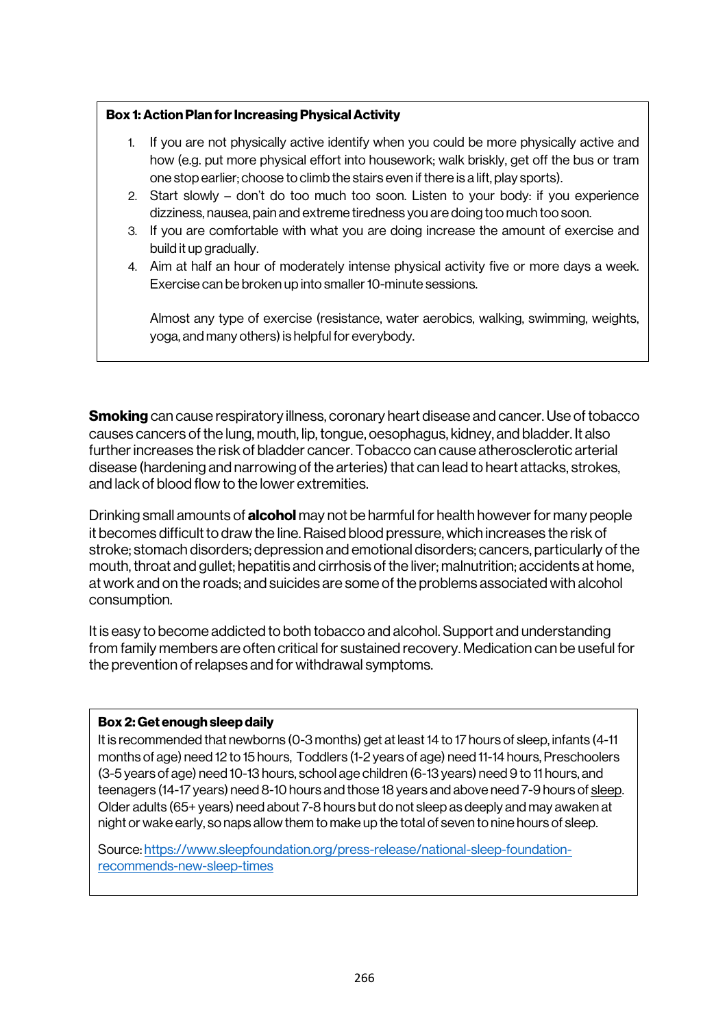**Box 1: Action Plan for Increasing Physical Activity**

1. If you are not physically active identify when you could be more physically active and how (e.g. put more physical effort into housework; walk briskly, get off the bus or tram one stop earlier; choose to climb the stairs even if there is a lift, play sports).
2. Start slowly – don't do too much too soon. Listen to your body: if you experience dizziness, nausea, pain and extreme tiredness you are doing too much too soon.
3. If you are comfortable with what you are doing increase the amount of exercise and build it up gradually.
4. Aim at half an hour of moderately intense physical activity five or more days a week. Exercise can be broken up into smaller 10-minute sessions.

   Almost any type of exercise (resistance, water aerobics, walking, swimming, weights, yoga, and many others) is helpful for everybody.

**Smoking** can cause respiratory illness, coronary heart disease and cancer. Use of tobacco causes cancers of the lung, mouth, lip, tongue, oesophagus, kidney, and bladder. It also further increases the risk of bladder cancer. Tobacco can cause atherosclerotic arterial disease (hardening and narrowing of the arteries) that can lead to heart attacks, strokes, and lack of blood flow to the lower extremities.

Drinking small amounts of **alcohol** may not be harmful for health however for many people it becomes difficult to draw the line. Raised blood pressure, which increases the risk of stroke; stomach disorders; depression and emotional disorders; cancers, particularly of the mouth, throat and gullet; hepatitis and cirrhosis of the liver; malnutrition; accidents at home, at work and on the roads; and suicides are some of the problems associated with alcohol consumption.

It is easy to become addicted to both tobacco and alcohol. Support and understanding from family members are often critical for sustained recovery. Medication can be useful for the prevention of relapses and for withdrawal symptoms.

**Box 2: Get enough sleep daily**

It is recommended that newborns (0-3 months) get at least 14 to 17 hours of sleep, infants (4-11 months of age) need 12 to 15 hours, Toddlers (1-2 years of age) need 11-14 hours, Preschoolers (3-5 years of age) need 10-13 hours, school age children (6-13 years) need 9 to 11 hours, and teenagers (14-17 years) need 8-10 hours and those 18 years and above need 7-9 hours of sleep. Older adults (65+ years) need about 7-8 hours but do not sleep as deeply and may awaken at night or wake early, so naps allow them to make up the total of seven to nine hours of sleep.

Source: https://www.sleepfoundation.org/press-release/national-sleep-foundation-recommends-new-sleep-times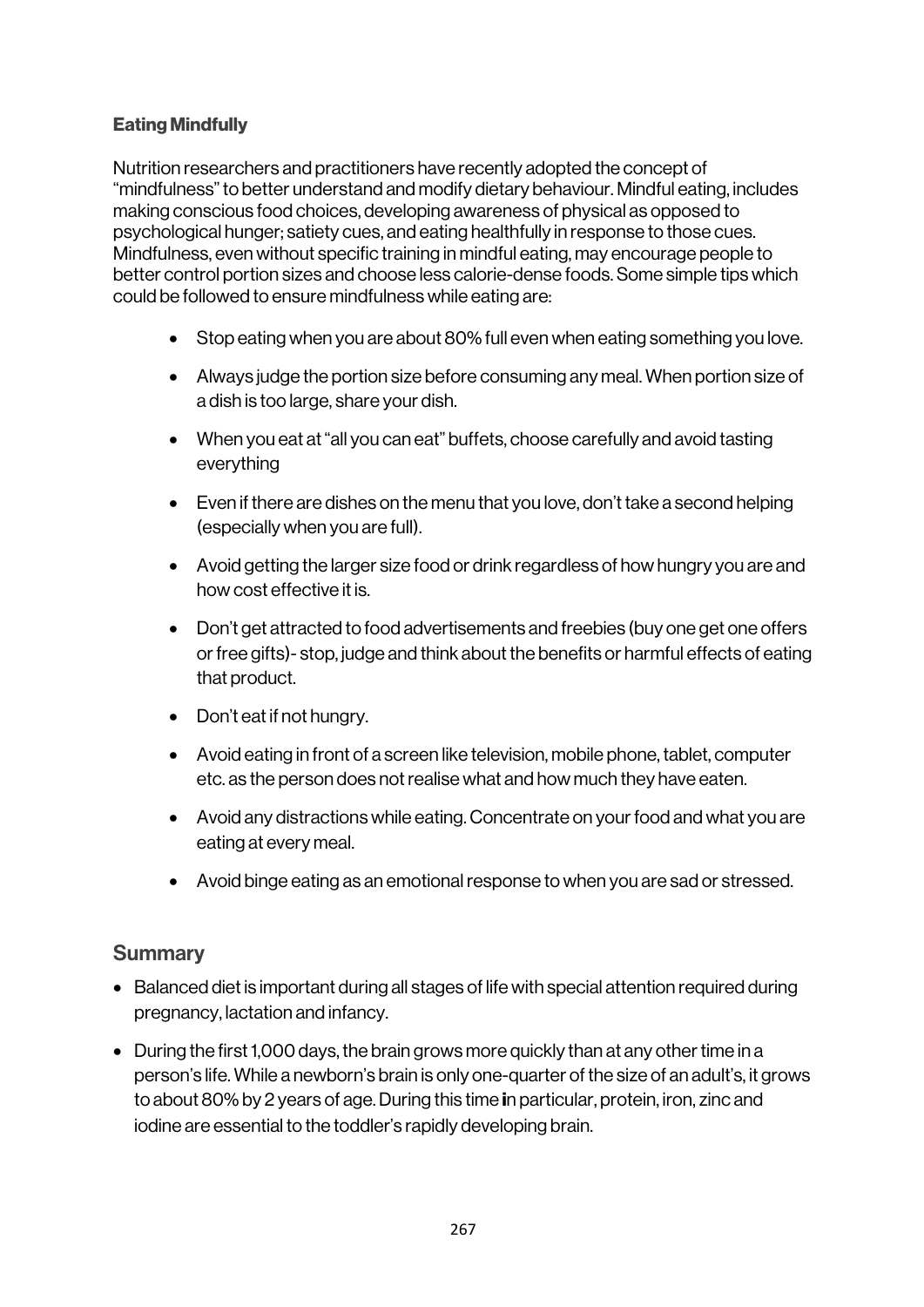**Eating Mindfully**

Nutrition researchers and practitioners have recently adopted the concept of "mindfulness" to better understand and modify dietary behaviour. Mindful eating, includes making conscious food choices, developing awareness of physical as opposed to psychological hunger; satiety cues, and eating healthfully in response to those cues. Mindfulness, even without specific training in mindful eating, may encourage people to better control portion sizes and choose less calorie-dense foods. Some simple tips which could be followed to ensure mindfulness while eating are:

- Stop eating when you are about 80% full even when eating something you love.
- Always judge the portion size before consuming any meal. When portion size of a dish is too large, share your dish.
- When you eat at "all you can eat" buffets, choose carefully and avoid tasting everything
- Even if there are dishes on the menu that you love, don't take a second helping (especially when you are full).
- Avoid getting the larger size food or drink regardless of how hungry you are and how cost effective it is.
- Don't get attracted to food advertisements and freebies (buy one get one offers or free gifts)- stop, judge and think about the benefits or harmful effects of eating that product.
- Don't eat if not hungry.
- Avoid eating in front of a screen like television, mobile phone, tablet, computer etc. as the person does not realise what and how much they have eaten.
- Avoid any distractions while eating. Concentrate on your food and what you are eating at every meal.
- Avoid binge eating as an emotional response to when you are sad or stressed.

## Summary

- Balanced diet is important during all stages of life with special attention required during pregnancy, lactation and infancy.
- During the first 1,000 days, the brain grows more quickly than at any other time in a person's life. While a newborn's brain is only one-quarter of the size of an adult's, it grows to about 80% by 2 years of age. During this time in particular, protein, iron, zinc and iodine are essential to the toddler's rapidly developing brain.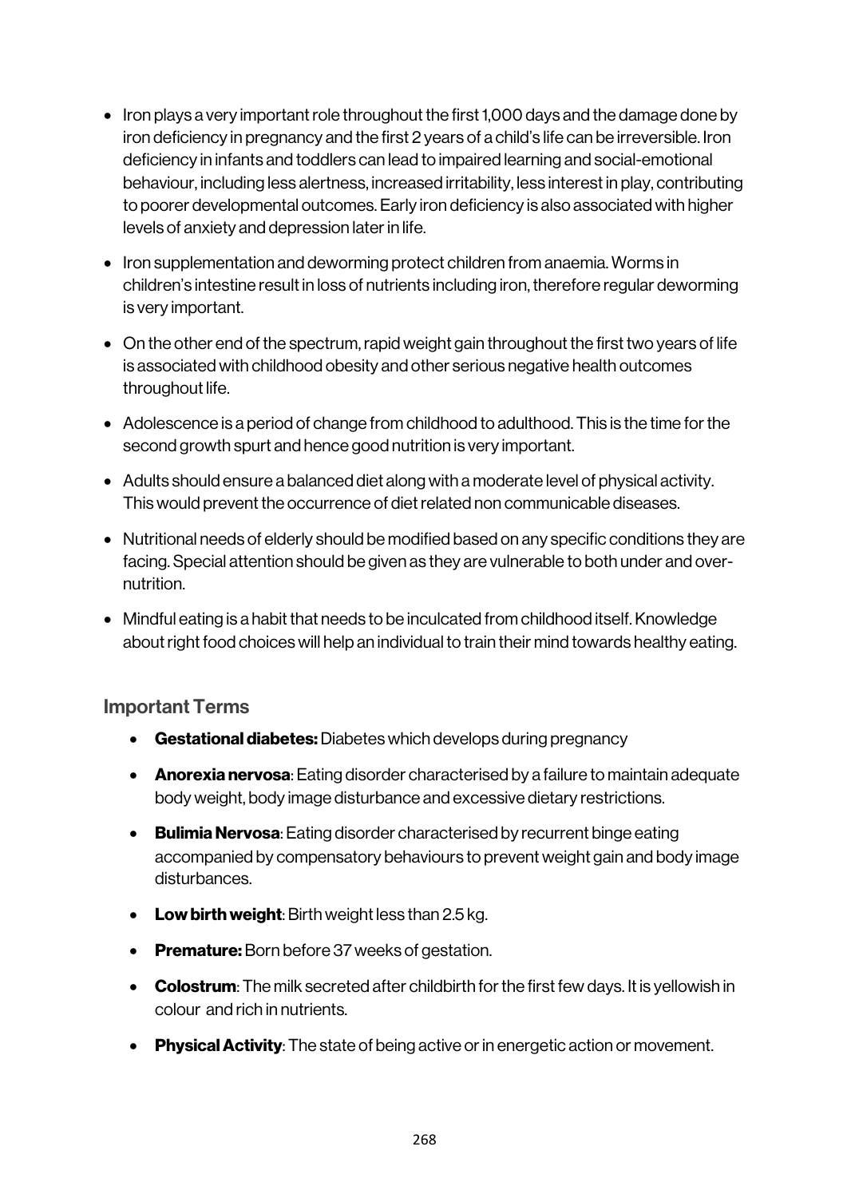- Iron plays a very important role throughout the first 1,000 days and the damage done by iron deficiency in pregnancy and the first 2 years of a child's life can be irreversible. Iron deficiency in infants and toddlers can lead to impaired learning and social-emotional behaviour, including less alertness, increased irritability, less interest in play, contributing to poorer developmental outcomes. Early iron deficiency is also associated with higher levels of anxiety and depression later in life.
- Iron supplementation and deworming protect children from anaemia. Worms in children's intestine result in loss of nutrients including iron, therefore regular deworming is very important.
- On the other end of the spectrum, rapid weight gain throughout the first two years of life is associated with childhood obesity and other serious negative health outcomes throughout life.
- Adolescence is a period of change from childhood to adulthood. This is the time for the second growth spurt and hence good nutrition is very important.
- Adults should ensure a balanced diet along with a moderate level of physical activity. This would prevent the occurrence of diet related non communicable diseases.
- Nutritional needs of elderly should be modified based on any specific conditions they are facing. Special attention should be given as they are vulnerable to both under and over-nutrition.
- Mindful eating is a habit that needs to be inculcated from childhood itself. Knowledge about right food choices will help an individual to train their mind towards healthy eating.

## Important Terms

- **Gestational diabetes:** Diabetes which develops during pregnancy
- **Anorexia nervosa**: Eating disorder characterised by a failure to maintain adequate body weight, body image disturbance and excessive dietary restrictions.
- **Bulimia Nervosa**: Eating disorder characterised by recurrent binge eating accompanied by compensatory behaviours to prevent weight gain and body image disturbances.
- **Low birth weight**: Birth weight less than 2.5 kg.
- **Premature:** Born before 37 weeks of gestation.
- **Colostrum**: The milk secreted after childbirth for the first few days. It is yellowish in colour and rich in nutrients.
- **Physical Activity**: The state of being active or in energetic action or movement.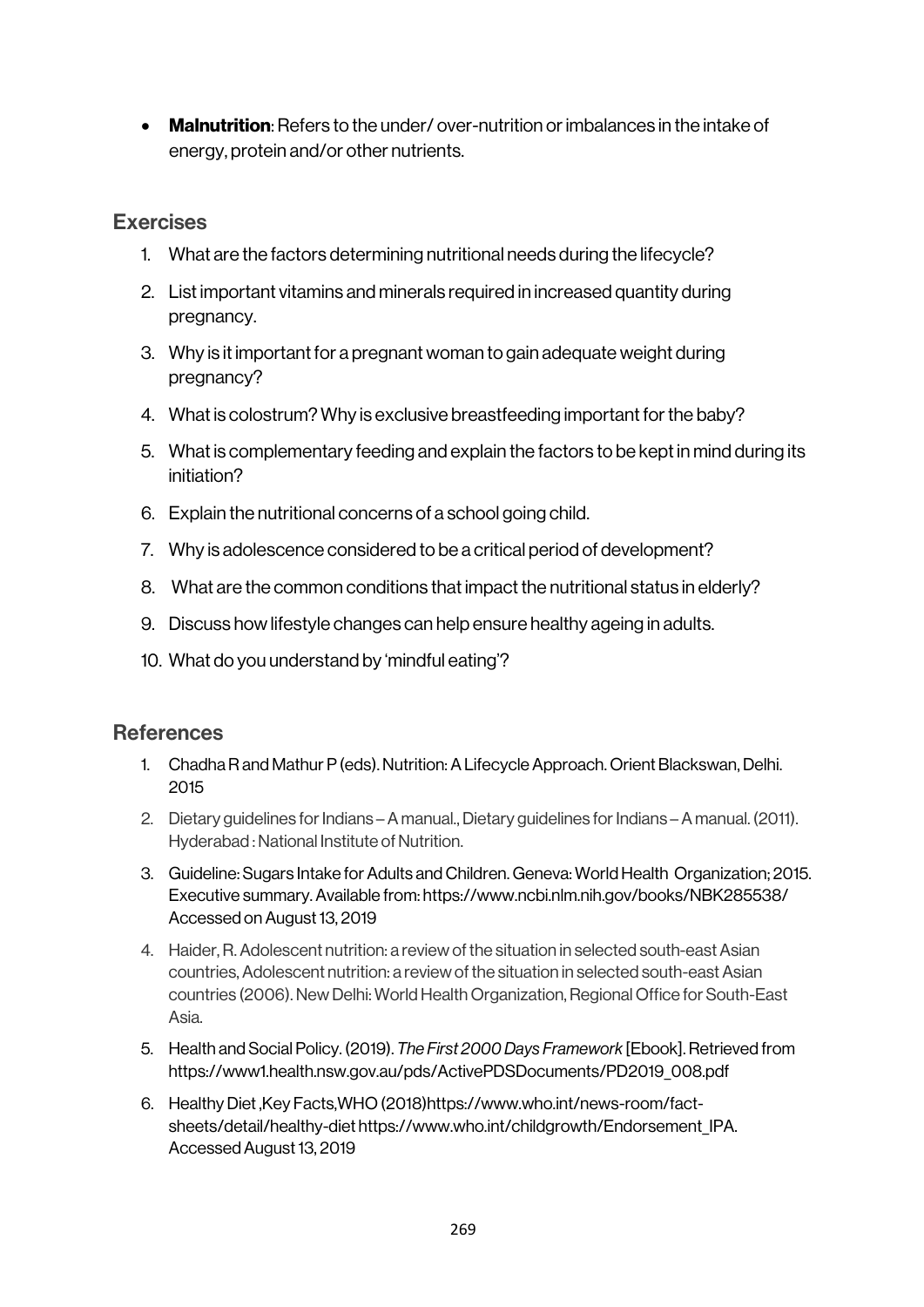- **Malnutrition**: Refers to the under/ over-nutrition or imbalances in the intake of energy, protein and/or other nutrients.

## Exercises

1. What are the factors determining nutritional needs during the lifecycle?
2. List important vitamins and minerals required in increased quantity during pregnancy.
3. Why is it important for a pregnant woman to gain adequate weight during pregnancy?
4. What is colostrum? Why is exclusive breastfeeding important for the baby?
5. What is complementary feeding and explain the factors to be kept in mind during its initiation?
6. Explain the nutritional concerns of a school going child.
7. Why is adolescence considered to be a critical period of development?
8. What are the common conditions that impact the nutritional status in elderly?
9. Discuss how lifestyle changes can help ensure healthy ageing in adults.
10. What do you understand by 'mindful eating'?

## References

1. Chadha R and Mathur P (eds). Nutrition: A Lifecycle Approach. Orient Blackswan, Delhi. 2015
2. Dietary guidelines for Indians – A manual., Dietary guidelines for Indians – A manual. (2011). Hyderabad : National Institute of Nutrition.
3. Guideline: Sugars Intake for Adults and Children. Geneva: World Health Organization; 2015. Executive summary. Available from: https://www.ncbi.nlm.nih.gov/books/NBK285538/ Accessed on August 13, 2019
4. Haider, R. Adolescent nutrition: a review of the situation in selected south-east Asian countries, Adolescent nutrition: a review of the situation in selected south-east Asian countries (2006). New Delhi: World Health Organization, Regional Office for South-East Asia.
5. Health and Social Policy. (2019). *The First 2000 Days Framework* [Ebook]. Retrieved from https://www1.health.nsw.gov.au/pds/ActivePDSDocuments/PD2019_008.pdf
6. Healthy Diet ,Key Facts,WHO (2018)https://www.who.int/news-room/fact-sheets/detail/healthy-diet https://www.who.int/childgrowth/Endorsement_IPA. Accessed August 13, 2019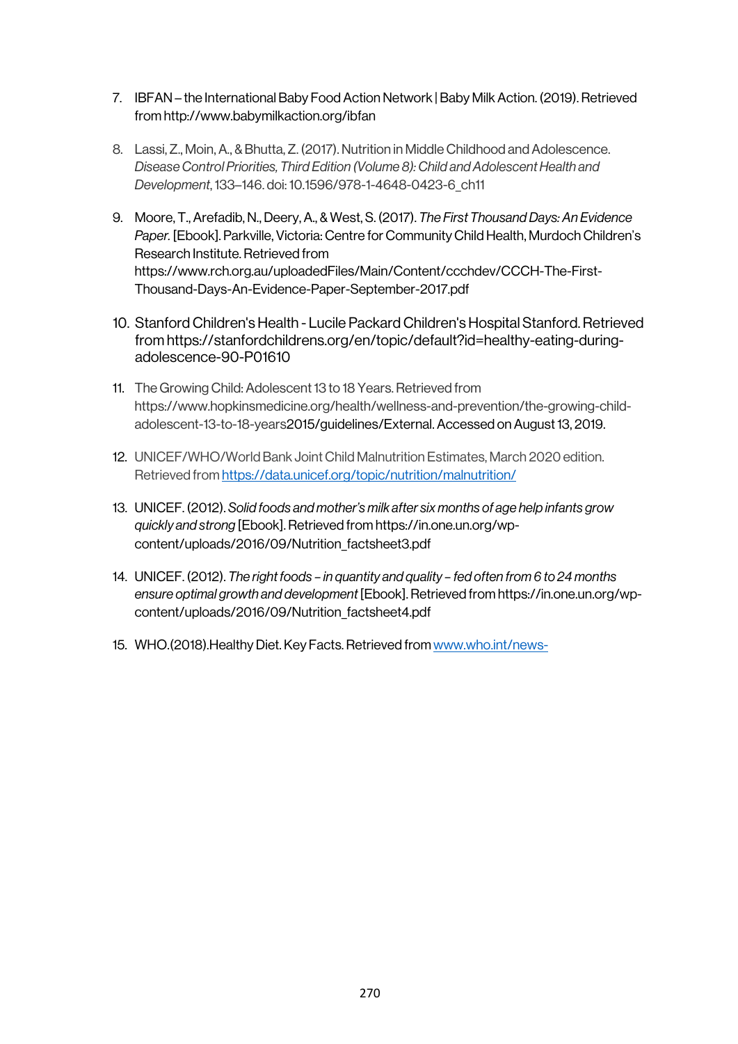7. IBFAN – the International Baby Food Action Network | Baby Milk Action. (2019). Retrieved from http://www.babymilkaction.org/ibfan

8. Lassi, Z., Moin, A., & Bhutta, Z. (2017). Nutrition in Middle Childhood and Adolescence. *Disease Control Priorities, Third Edition (Volume 8): Child and Adolescent Health and Development*, 133–146. doi: 10.1596/978-1-4648-0423-6_ch11

9. Moore, T., Arefadib, N., Deery, A., & West, S. (2017). *The First Thousand Days: An Evidence Paper.* [Ebook]. Parkville, Victoria: Centre for Community Child Health, Murdoch Children's Research Institute. Retrieved from https://www.rch.org.au/uploadedFiles/Main/Content/ccchdev/CCCH-The-First-Thousand-Days-An-Evidence-Paper-September-2017.pdf

10. Stanford Children's Health - Lucile Packard Children's Hospital Stanford. Retrieved from https://stanfordchildrens.org/en/topic/default?id=healthy-eating-during-adolescence-90-P01610

11. The Growing Child: Adolescent 13 to 18 Years. Retrieved from https://www.hopkinsmedicine.org/health/wellness-and-prevention/the-growing-child-adolescent-13-to-18-years2015/guidelines/External. Accessed on August 13, 2019.

12. UNICEF/WHO/World Bank Joint Child Malnutrition Estimates, March 2020 edition. Retrieved from [https://data.unicef.org/topic/nutrition/malnutrition/](https://data.unicef.org/topic/nutrition/malnutrition/)

13. UNICEF. (2012). *Solid foods and mother's milk after six months of age help infants grow quickly and strong* [Ebook]. Retrieved from https://in.one.un.org/wp-content/uploads/2016/09/Nutrition_factsheet3.pdf

14. UNICEF. (2012). *The right foods – in quantity and quality – fed often from 6 to 24 months ensure optimal growth and development* [Ebook]. Retrieved from https://in.one.un.org/wp-content/uploads/2016/09/Nutrition_factsheet4.pdf

15. WHO.(2018).Healthy Diet. Key Facts. Retrieved from [www.who.int/news-](www.who.int/news-)